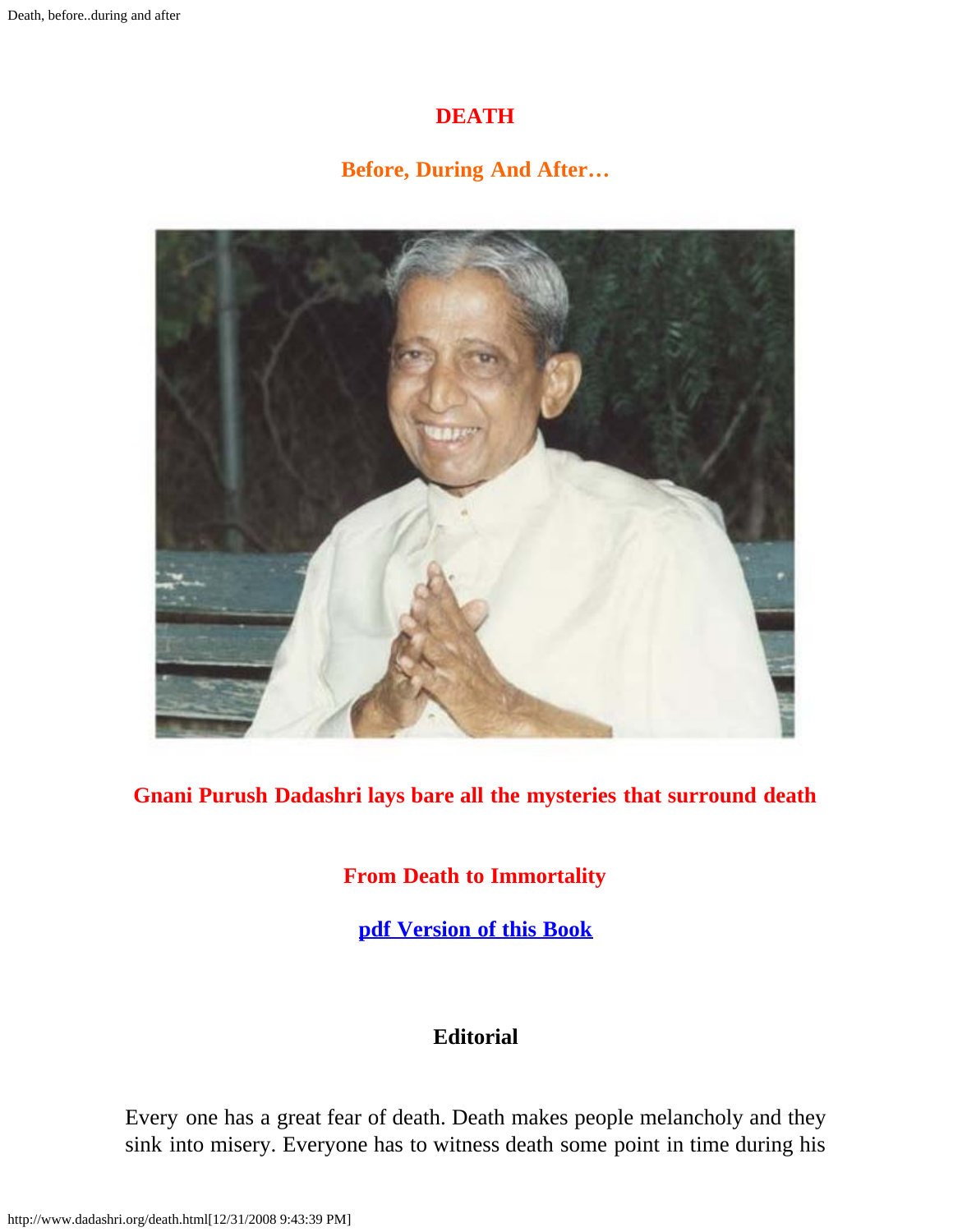# DEATH

## Before, During And After…

**Gnani Purush Dadashri lays bare all the mysteries that surround death**

**From Death to Immortality**

**pdf Version of this Book**

### Editorial

Every one has a great fear of death. Death makes people melancholy and they sink into misery. Everyone has to witness death some point in time during his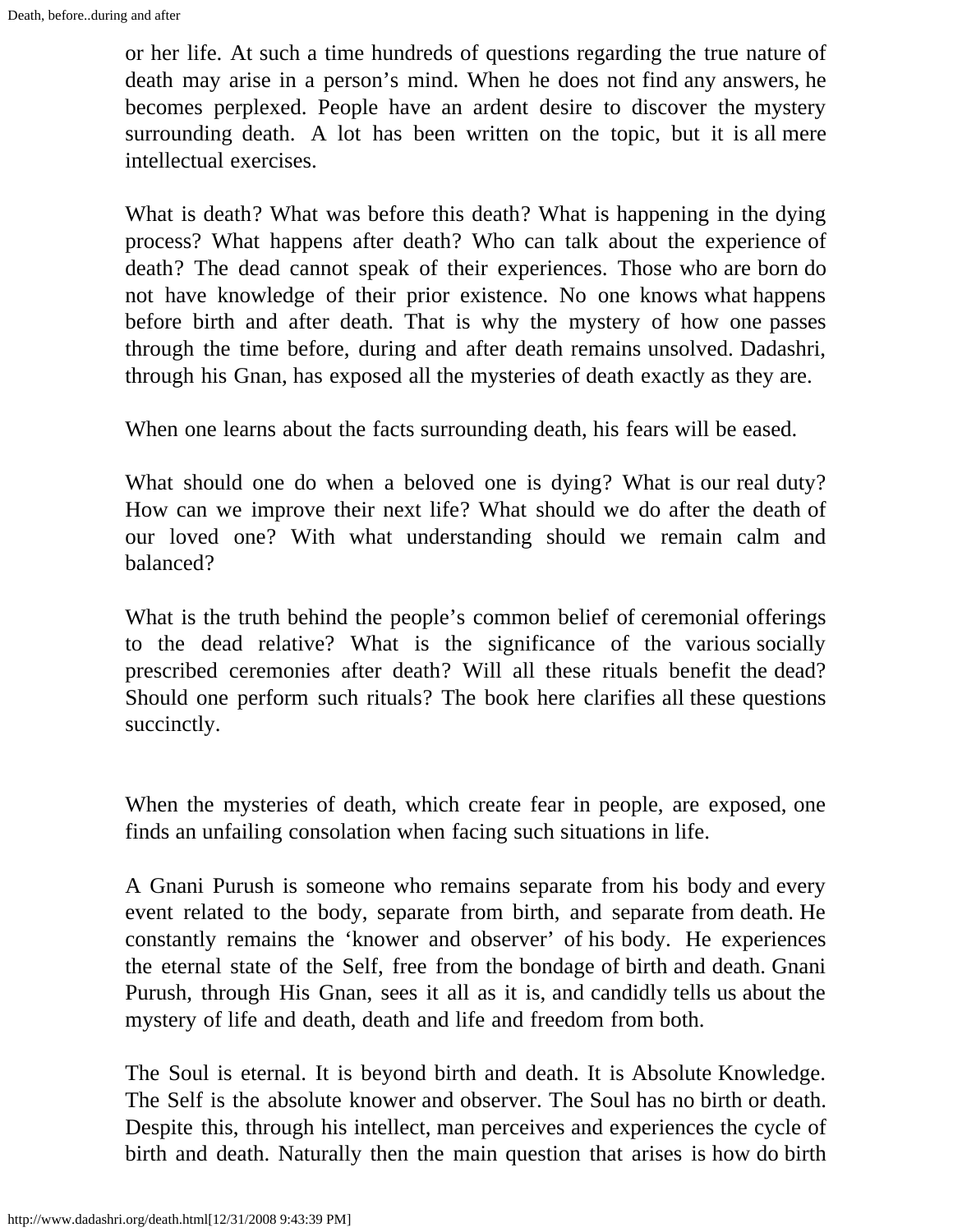or her life. At such a time hundreds of questions regarding the true nature of death may arise in a person's mind. When he does not find any answers, he becomes perplexed. People have an ardent desire to discover the mystery surrounding death. A lot has been written on the topic, but it is all mere intellectual exercises.

What is death? What was before this death? What is happening in the dying process? What happens after death? Who can talk about the experience of death? The dead cannot speak of their experiences. Those who are born do not have knowledge of their prior existence. No one knows what happens before birth and after death. That is why the mystery of how one passes through the time before, during and after death remains unsolved. Dadashri, through his Gnan, has exposed all the mysteries of death exactly as they are.

When one learns about the facts surrounding death, his fears will be eased.

What should one do when a beloved one is dying? What is our real duty? How can we improve their next life? What should we do after the death of our loved one? With what understanding should we remain calm and balanced?

What is the truth behind the people's common belief of ceremonial offerings to the dead relative? What is the significance of the various socially prescribed ceremonies after death? Will all these rituals benefit the dead? Should one perform such rituals? The book here clarifies all these questions succinctly.

When the mysteries of death, which create fear in people, are exposed, one finds an unfailing consolation when facing such situations in life.

A Gnani Purush is someone who remains separate from his body and every event related to the body, separate from birth, and separate from death. He constantly remains the 'knower and observer' of his body. He experiences the eternal state of the Self, free from the bondage of birth and death. Gnani Purush, through His Gnan, sees it all as it is, and candidly tells us about the mystery of life and death, death and life and freedom from both.

The Soul is eternal. It is beyond birth and death. It is Absolute Knowledge. The Self is the absolute knower and observer. The Soul has no birth or death. Despite this, through his intellect, man perceives and experiences the cycle of birth and death. Naturally then the main question that arises is how do birth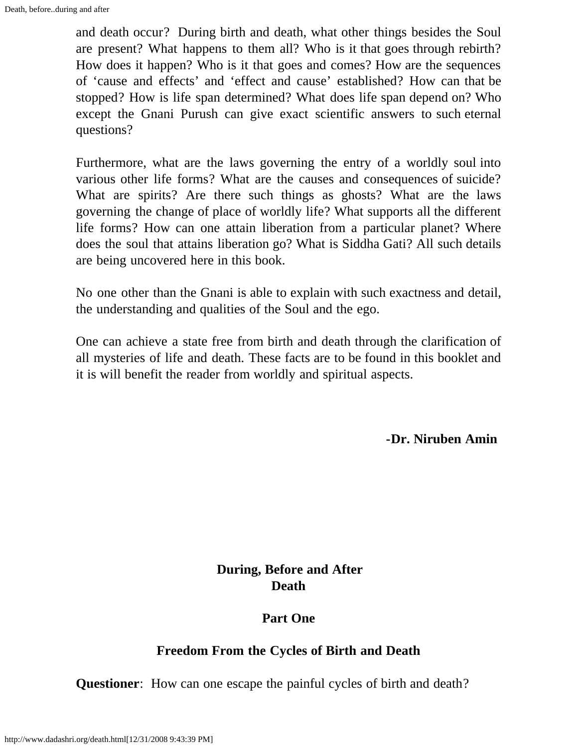and death occur? During birth and death, what other things besides the Soul are present? What happens to them all? Who is it that goes through rebirth? How does it happen? Who is it that goes and comes? How are the sequences of 'cause and effects' and 'effect and cause' established? How can that be stopped? How is life span determined? What does life span depend on? Who except the Gnani Purush can give exact scientific answers to such eternal questions?

Furthermore, what are the laws governing the entry of a worldly soul into various other life forms? What are the causes and consequences of suicide? What are spirits? Are there such things as ghosts? What are the laws governing the change of place of worldly life? What supports all the different life forms? How can one attain liberation from a particular planet? Where does the soul that attains liberation go? What is Siddha Gati? All such details are being uncovered here in this book.

No one other than the Gnani is able to explain with such exactness and detail, the understanding and qualities of the Soul and the ego.

One can achieve a state free from birth and death through the clarification of all mysteries of life and death. These facts are to be found in this booklet and it is will benefit the reader from worldly and spiritual aspects.

**-Dr. Niruben Amin**

# During, Before and After Death

## Part One

## Freedom From the Cycles of Birth and Death

**Questioner**: How can one escape the painful cycles of birth and death?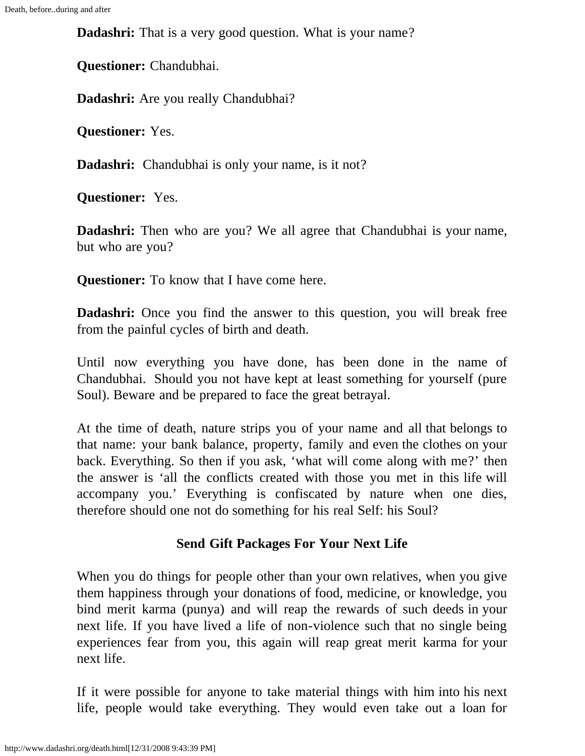**Dadashri:** That is a very good question. What is your name?

**Questioner:** Chandubhai.

**Dadashri:** Are you really Chandubhai?

**Questioner:** Yes.

**Dadashri:** Chandubhai is only your name, is it not?

**Questioner:** Yes.

**Dadashri:** Then who are you? We all agree that Chandubhai is your name, but who are you?

**Questioner:** To know that I have come here.

**Dadashri:** Once you find the answer to this question, you will break free from the painful cycles of birth and death.

Until now everything you have done, has been done in the name of Chandubhai. Should you not have kept at least something for yourself (pure Soul). Beware and be prepared to face the great betrayal.

At the time of death, nature strips you of your name and all that belongs to that name: your bank balance, property, family and even the clothes on your back. Everything. So then if you ask, 'what will come along with me?' then the answer is 'all the conflicts created with those you met in this life will accompany you.' Everything is confiscated by nature when one dies, therefore should one not do something for his real Self: his Soul?

### Send Gift Packages For Your Next Life

When you do things for people other than your own relatives, when you give them happiness through your donations of food, medicine, or knowledge, you bind merit karma (punya) and will reap the rewards of such deeds in your next life. If you have lived a life of non-violence such that no single being experiences fear from you, this again will reap great merit karma for your next life.

If it were possible for anyone to take material things with him into his next life, people would take everything. They would even take out a loan for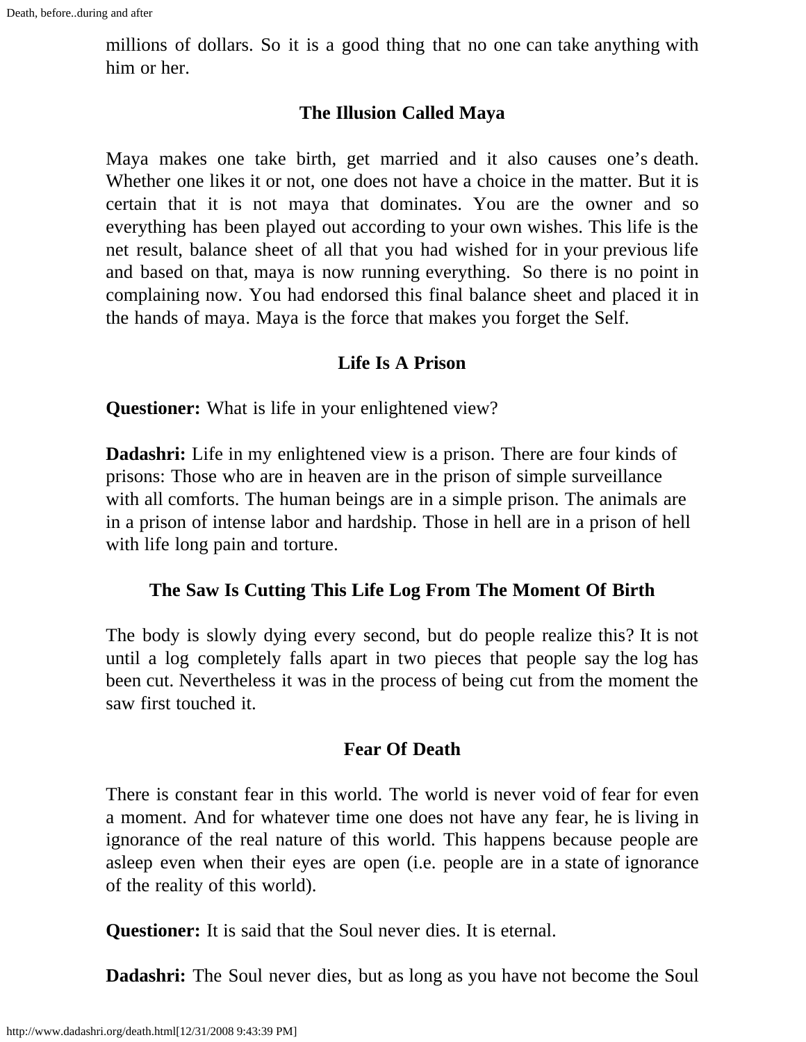millions of dollars. So it is a good thing that no one can take anything with him or her.

### The Illusion Called Maya

Maya makes one take birth, get married and it also causes one's death. Whether one likes it or not, one does not have a choice in the matter. But it is certain that it is not maya that dominates. You are the owner and so everything has been played out according to your own wishes. This life is the net result, balance sheet of all that you had wished for in your previous life and based on that, maya is now running everything. So there is no point in complaining now. You had endorsed this final balance sheet and placed it in the hands of maya. Maya is the force that makes you forget the Self.

### Life Is A Prison

**Questioner:** What is life in your enlightened view?

**Dadashri:** Life in my enlightened view is a prison. There are four kinds of prisons: Those who are in heaven are in the prison of simple surveillance with all comforts. The human beings are in a simple prison. The animals are in a prison of intense labor and hardship. Those in hell are in a prison of hell with life long pain and torture.

### The Saw Is Cutting This Life Log From The Moment Of Birth

The body is slowly dying every second, but do people realize this? It is not until a log completely falls apart in two pieces that people say the log has been cut. Nevertheless it was in the process of being cut from the moment the saw first touched it.

### Fear Of Death

There is constant fear in this world. The world is never void of fear for even a moment. And for whatever time one does not have any fear, he is living in ignorance of the real nature of this world. This happens because people are asleep even when their eyes are open (i.e. people are in a state of ignorance of the reality of this world).

**Questioner:** It is said that the Soul never dies. It is eternal.

**Dadashri:** The Soul never dies, but as long as you have not become the Soul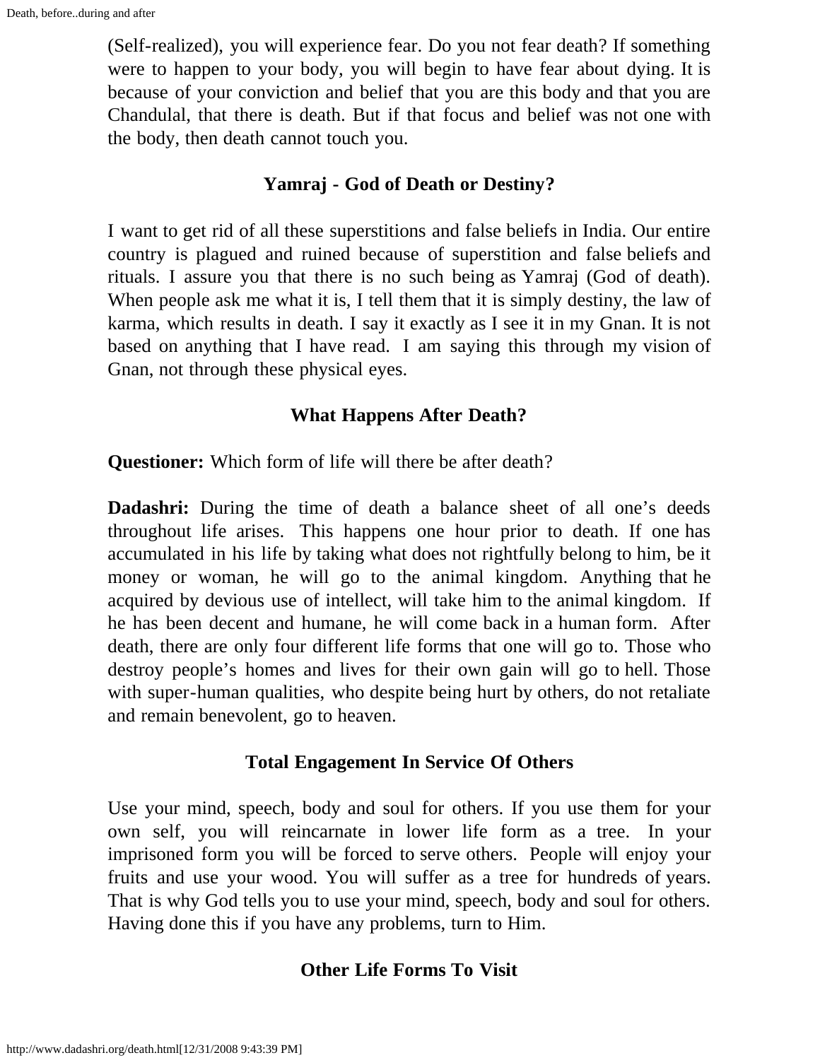(Self-realized), you will experience fear. Do you not fear death? If something were to happen to your body, you will begin to have fear about dying. It is because of your conviction and belief that you are this body and that you are Chandulal, that there is death. But if that focus and belief was not one with the body, then death cannot touch you.

### Yamraj - God of Death or Destiny?

I want to get rid of all these superstitions and false beliefs in India. Our entire country is plagued and ruined because of superstition and false beliefs and rituals. I assure you that there is no such being as Yamraj (God of death). When people ask me what it is, I tell them that it is simply destiny, the law of karma, which results in death. I say it exactly as I see it in my Gnan. It is not based on anything that I have read. I am saying this through my vision of Gnan, not through these physical eyes.

### What Happens After Death?

**Questioner:** Which form of life will there be after death?

**Dadashri:** During the time of death a balance sheet of all one's deeds throughout life arises. This happens one hour prior to death. If one has accumulated in his life by taking what does not rightfully belong to him, be it money or woman, he will go to the animal kingdom. Anything that he acquired by devious use of intellect, will take him to the animal kingdom. If he has been decent and humane, he will come back in a human form. After death, there are only four different life forms that one will go to. Those who destroy people's homes and lives for their own gain will go to hell. Those with super-human qualities, who despite being hurt by others, do not retaliate and remain benevolent, go to heaven.

### Total Engagement In Service Of Others

Use your mind, speech, body and soul for others. If you use them for your own self, you will reincarnate in lower life form as a tree. In your imprisoned form you will be forced to serve others. People will enjoy your fruits and use your wood. You will suffer as a tree for hundreds of years. That is why God tells you to use your mind, speech, body and soul for others. Having done this if you have any problems, turn to Him.

### Other Life Forms To Visit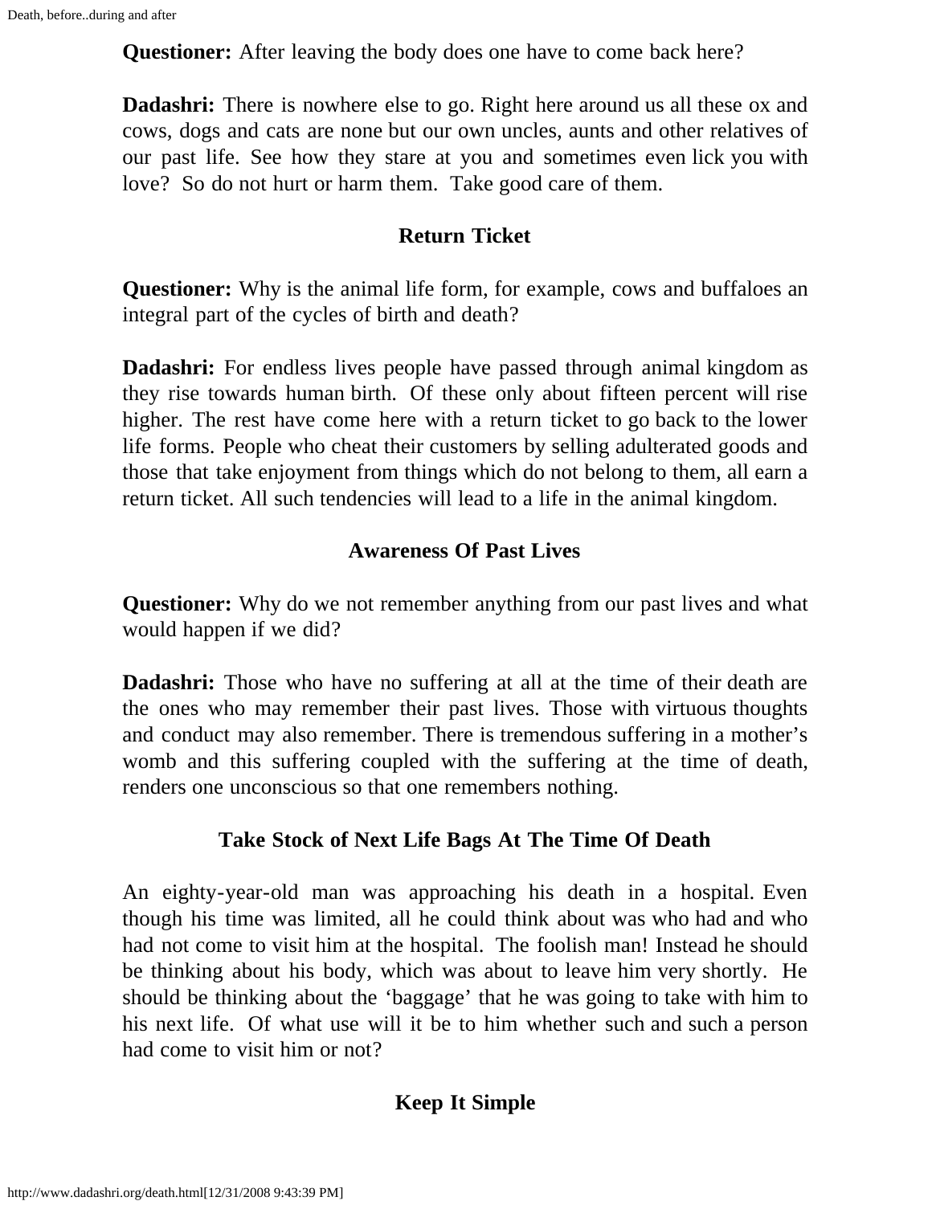**Questioner:** After leaving the body does one have to come back here?

**Dadashri:** There is nowhere else to go. Right here around us all these ox and cows, dogs and cats are none but our own uncles, aunts and other relatives of our past life. See how they stare at you and sometimes even lick you with love? So do not hurt or harm them. Take good care of them.

### Return Ticket

**Questioner:** Why is the animal life form, for example, cows and buffaloes an integral part of the cycles of birth and death?

**Dadashri:** For endless lives people have passed through animal kingdom as they rise towards human birth. Of these only about fifteen percent will rise higher. The rest have come here with a return ticket to go back to the lower life forms. People who cheat their customers by selling adulterated goods and those that take enjoyment from things which do not belong to them, all earn a return ticket. All such tendencies will lead to a life in the animal kingdom.

### Awareness Of Past Lives

**Questioner:** Why do we not remember anything from our past lives and what would happen if we did?

**Dadashri:** Those who have no suffering at all at the time of their death are the ones who may remember their past lives. Those with virtuous thoughts and conduct may also remember. There is tremendous suffering in a mother's womb and this suffering coupled with the suffering at the time of death, renders one unconscious so that one remembers nothing.

### Take Stock of Next Life Bags At The Time Of Death

An eighty-year-old man was approaching his death in a hospital. Even though his time was limited, all he could think about was who had and who had not come to visit him at the hospital. The foolish man! Instead he should be thinking about his body, which was about to leave him very shortly. He should be thinking about the 'baggage' that he was going to take with him to his next life. Of what use will it be to him whether such and such a person had come to visit him or not?

### Keep It Simple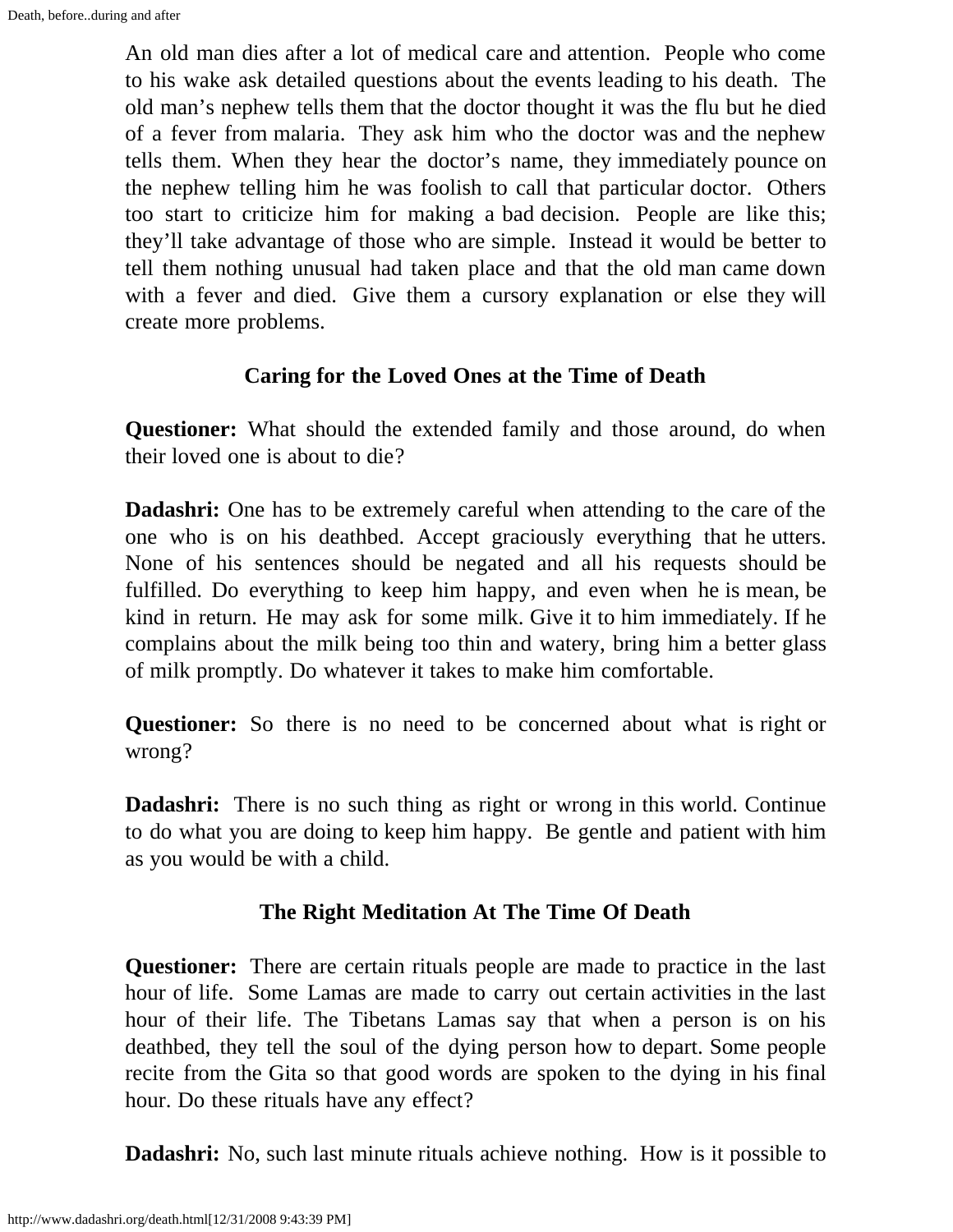An old man dies after a lot of medical care and attention. People who come to his wake ask detailed questions about the events leading to his death. The old man's nephew tells them that the doctor thought it was the flu but he died of a fever from malaria. They ask him who the doctor was and the nephew tells them. When they hear the doctor's name, they immediately pounce on the nephew telling him he was foolish to call that particular doctor. Others too start to criticize him for making a bad decision. People are like this; they'll take advantage of those who are simple. Instead it would be better to tell them nothing unusual had taken place and that the old man came down with a fever and died. Give them a cursory explanation or else they will create more problems.

## Caring for the Loved Ones at the Time of Death

**Questioner:** What should the extended family and those around, do when their loved one is about to die?

**Dadashri:** One has to be extremely careful when attending to the care of the one who is on his deathbed. Accept graciously everything that he utters. None of his sentences should be negated and all his requests should be fulfilled. Do everything to keep him happy, and even when he is mean, be kind in return. He may ask for some milk. Give it to him immediately. If he complains about the milk being too thin and watery, bring him a better glass of milk promptly. Do whatever it takes to make him comfortable.

**Questioner:** So there is no need to be concerned about what is right or wrong?

**Dadashri:** There is no such thing as right or wrong in this world. Continue to do what you are doing to keep him happy. Be gentle and patient with him as you would be with a child.

## The Right Meditation At The Time Of Death

**Questioner:** There are certain rituals people are made to practice in the last hour of life. Some Lamas are made to carry out certain activities in the last hour of their life. The Tibetans Lamas say that when a person is on his deathbed, they tell the soul of the dying person how to depart. Some people recite from the Gita so that good words are spoken to the dying in his final hour. Do these rituals have any effect?

**Dadashri:** No, such last minute rituals achieve nothing. How is it possible to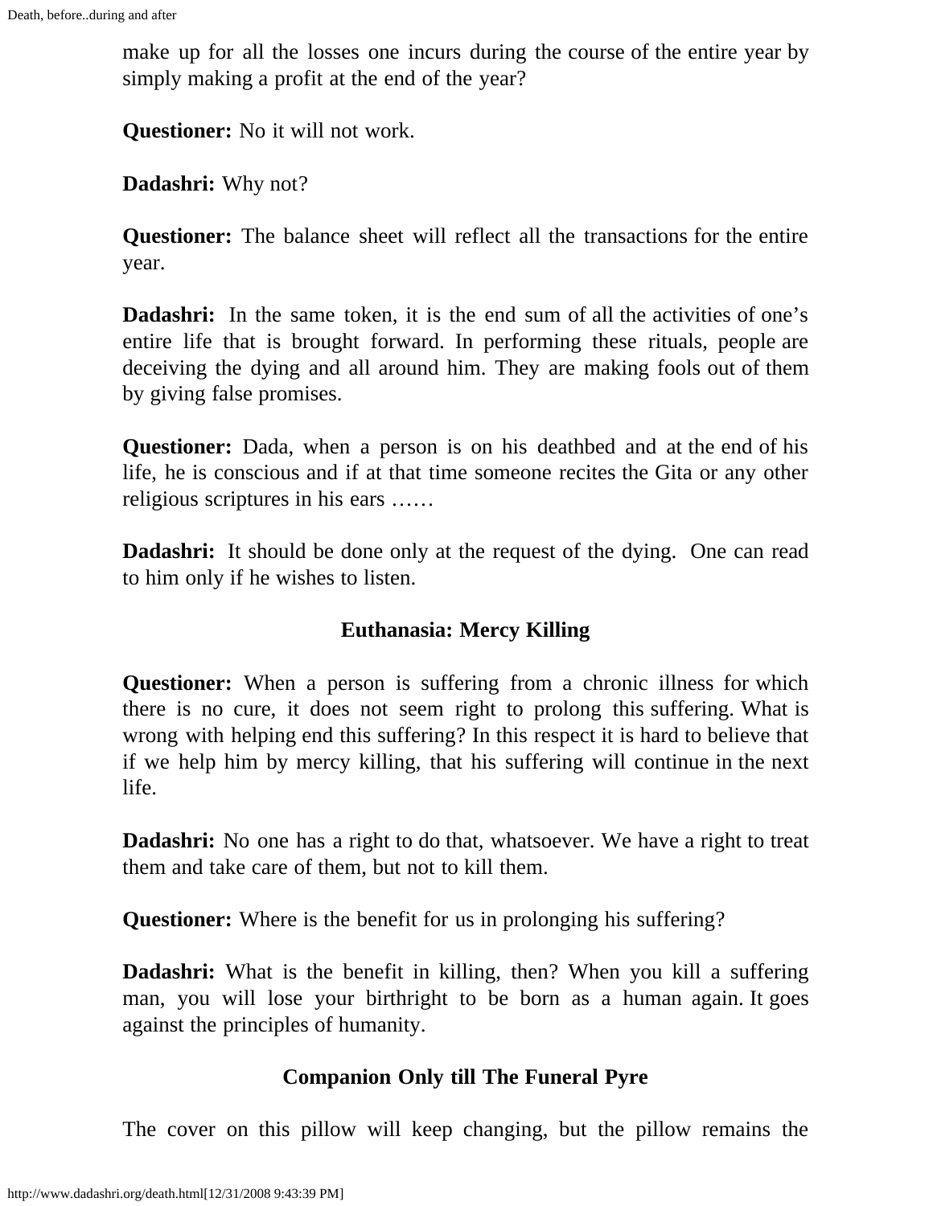make up for all the losses one incurs during the course of the entire year by simply making a profit at the end of the year?

**Questioner:** No it will not work.

**Dadashri:** Why not?

**Questioner:** The balance sheet will reflect all the transactions for the entire year.

**Dadashri:** In the same token, it is the end sum of all the activities of one's entire life that is brought forward. In performing these rituals, people are deceiving the dying and all around him. They are making fools out of them by giving false promises.

**Questioner:** Dada, when a person is on his deathbed and at the end of his life, he is conscious and if at that time someone recites the Gita or any other religious scriptures in his ears ……

**Dadashri:** It should be done only at the request of the dying. One can read to him only if he wishes to listen.

### Euthanasia: Mercy Killing

**Questioner:** When a person is suffering from a chronic illness for which there is no cure, it does not seem right to prolong this suffering. What is wrong with helping end this suffering? In this respect it is hard to believe that if we help him by mercy killing, that his suffering will continue in the next life.

**Dadashri:** No one has a right to do that, whatsoever. We have a right to treat them and take care of them, but not to kill them.

**Questioner:** Where is the benefit for us in prolonging his suffering?

**Dadashri:** What is the benefit in killing, then? When you kill a suffering man, you will lose your birthright to be born as a human again. It goes against the principles of humanity.

### Companion Only till The Funeral Pyre

The cover on this pillow will keep changing, but the pillow remains the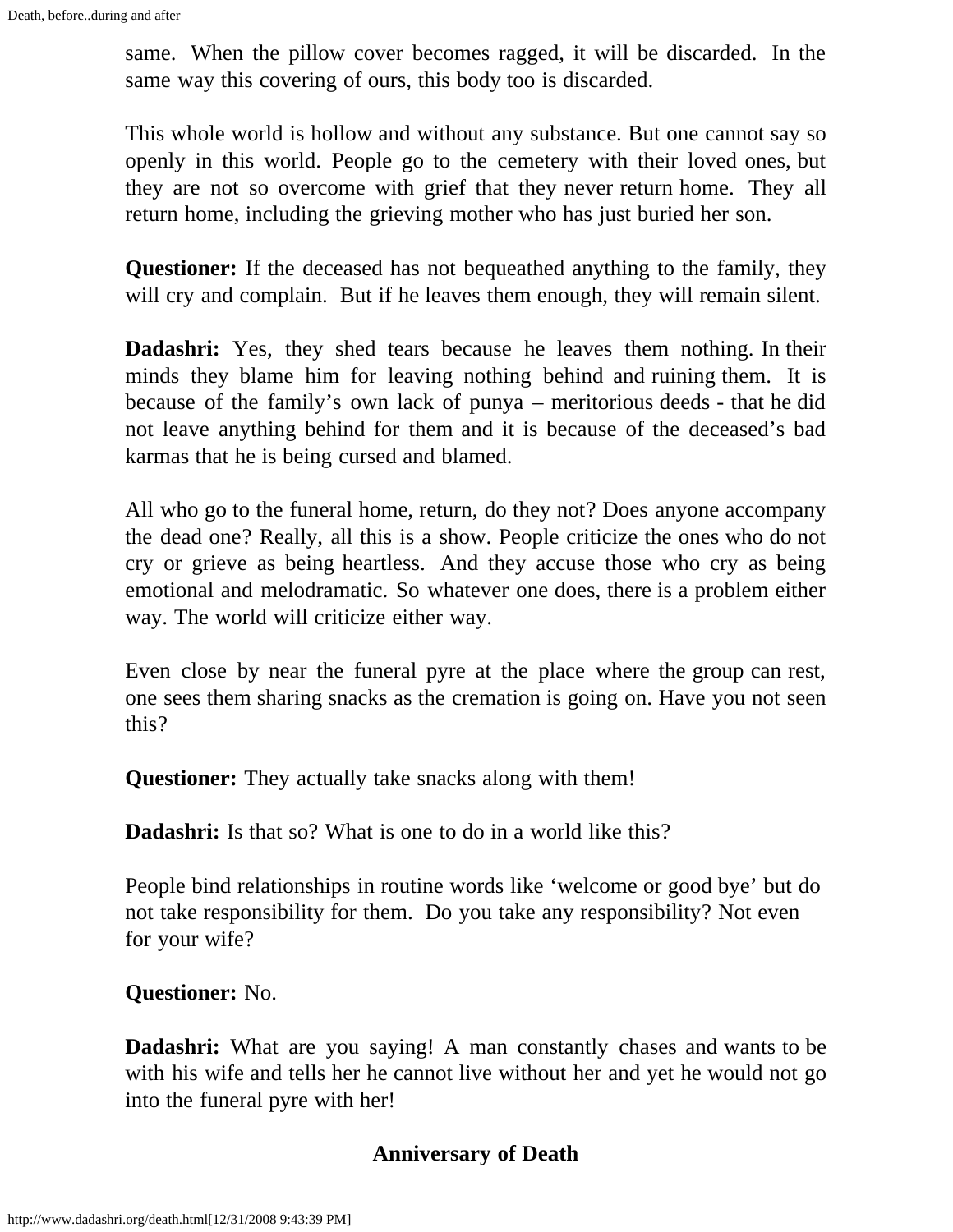same. When the pillow cover becomes ragged, it will be discarded. In the same way this covering of ours, this body too is discarded.

This whole world is hollow and without any substance. But one cannot say so openly in this world. People go to the cemetery with their loved ones, but they are not so overcome with grief that they never return home. They all return home, including the grieving mother who has just buried her son.

**Questioner:** If the deceased has not bequeathed anything to the family, they will cry and complain. But if he leaves them enough, they will remain silent.

**Dadashri:** Yes, they shed tears because he leaves them nothing. In their minds they blame him for leaving nothing behind and ruining them. It is because of the family's own lack of punya – meritorious deeds - that he did not leave anything behind for them and it is because of the deceased's bad karmas that he is being cursed and blamed.

All who go to the funeral home, return, do they not? Does anyone accompany the dead one? Really, all this is a show. People criticize the ones who do not cry or grieve as being heartless. And they accuse those who cry as being emotional and melodramatic. So whatever one does, there is a problem either way. The world will criticize either way.

Even close by near the funeral pyre at the place where the group can rest, one sees them sharing snacks as the cremation is going on. Have you not seen this?

**Questioner:** They actually take snacks along with them!

**Dadashri:** Is that so? What is one to do in a world like this?

People bind relationships in routine words like 'welcome or good bye' but do not take responsibility for them. Do you take any responsibility? Not even for your wife?

**Questioner:** No.

**Dadashri:** What are you saying! A man constantly chases and wants to be with his wife and tells her he cannot live without her and yet he would not go into the funeral pyre with her!

## Anniversary of Death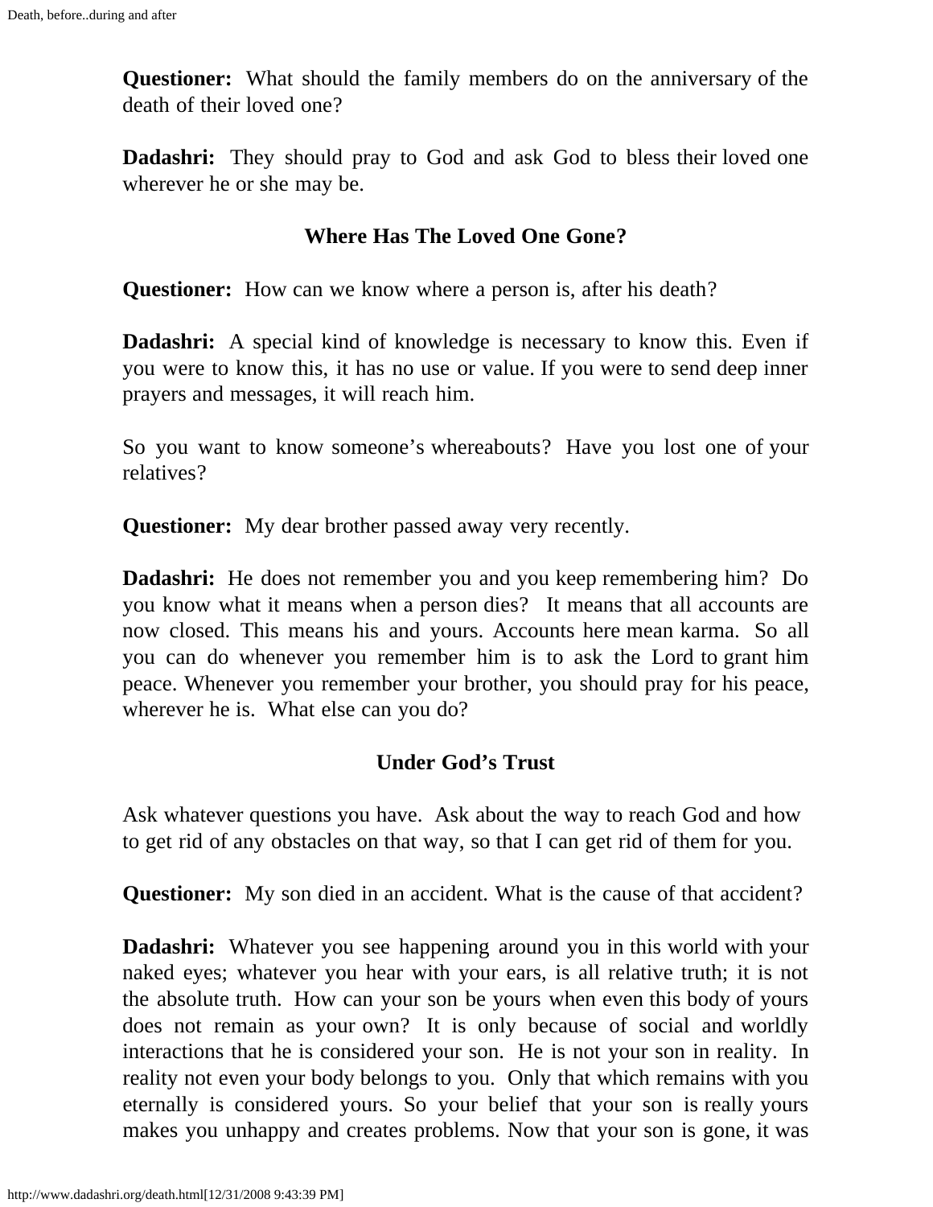**Questioner:** What should the family members do on the anniversary of the death of their loved one?

**Dadashri:** They should pray to God and ask God to bless their loved one wherever he or she may be.

## Where Has The Loved One Gone?

**Questioner:** How can we know where a person is, after his death?

**Dadashri:** A special kind of knowledge is necessary to know this. Even if you were to know this, it has no use or value. If you were to send deep inner prayers and messages, it will reach him.

So you want to know someone's whereabouts? Have you lost one of your relatives?

**Questioner:** My dear brother passed away very recently.

**Dadashri:** He does not remember you and you keep remembering him? Do you know what it means when a person dies? It means that all accounts are now closed. This means his and yours. Accounts here mean karma. So all you can do whenever you remember him is to ask the Lord to grant him peace. Whenever you remember your brother, you should pray for his peace, wherever he is. What else can you do?

## Under God's Trust

Ask whatever questions you have. Ask about the way to reach God and how to get rid of any obstacles on that way, so that I can get rid of them for you.

**Questioner:** My son died in an accident. What is the cause of that accident?

**Dadashri:** Whatever you see happening around you in this world with your naked eyes; whatever you hear with your ears, is all relative truth; it is not the absolute truth. How can your son be yours when even this body of yours does not remain as your own? It is only because of social and worldly interactions that he is considered your son. He is not your son in reality. In reality not even your body belongs to you. Only that which remains with you eternally is considered yours. So your belief that your son is really yours makes you unhappy and creates problems. Now that your son is gone, it was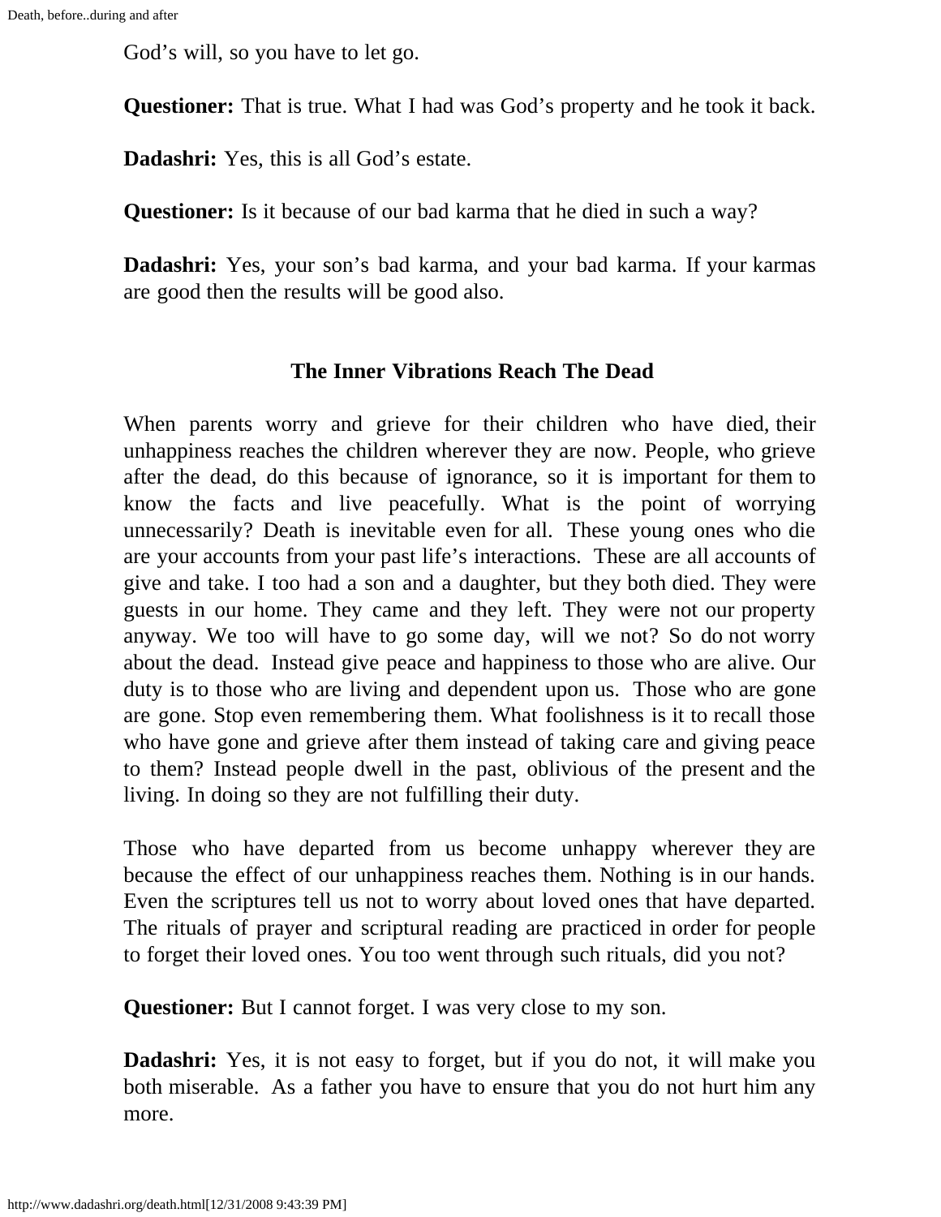God's will, so you have to let go.

**Questioner:** That is true. What I had was God's property and he took it back.

**Dadashri:** Yes, this is all God's estate.

**Questioner:** Is it because of our bad karma that he died in such a way?

**Dadashri:** Yes, your son's bad karma, and your bad karma. If your karmas are good then the results will be good also.

### The Inner Vibrations Reach The Dead

When parents worry and grieve for their children who have died, their unhappiness reaches the children wherever they are now. People, who grieve after the dead, do this because of ignorance, so it is important for them to know the facts and live peacefully. What is the point of worrying unnecessarily? Death is inevitable even for all. These young ones who die are your accounts from your past life's interactions. These are all accounts of give and take. I too had a son and a daughter, but they both died. They were guests in our home. They came and they left. They were not our property anyway. We too will have to go some day, will we not? So do not worry about the dead. Instead give peace and happiness to those who are alive. Our duty is to those who are living and dependent upon us. Those who are gone are gone. Stop even remembering them. What foolishness is it to recall those who have gone and grieve after them instead of taking care and giving peace to them? Instead people dwell in the past, oblivious of the present and the living. In doing so they are not fulfilling their duty.

Those who have departed from us become unhappy wherever they are because the effect of our unhappiness reaches them. Nothing is in our hands. Even the scriptures tell us not to worry about loved ones that have departed. The rituals of prayer and scriptural reading are practiced in order for people to forget their loved ones. You too went through such rituals, did you not?

**Questioner:** But I cannot forget. I was very close to my son.

**Dadashri:** Yes, it is not easy to forget, but if you do not, it will make you both miserable. As a father you have to ensure that you do not hurt him any more.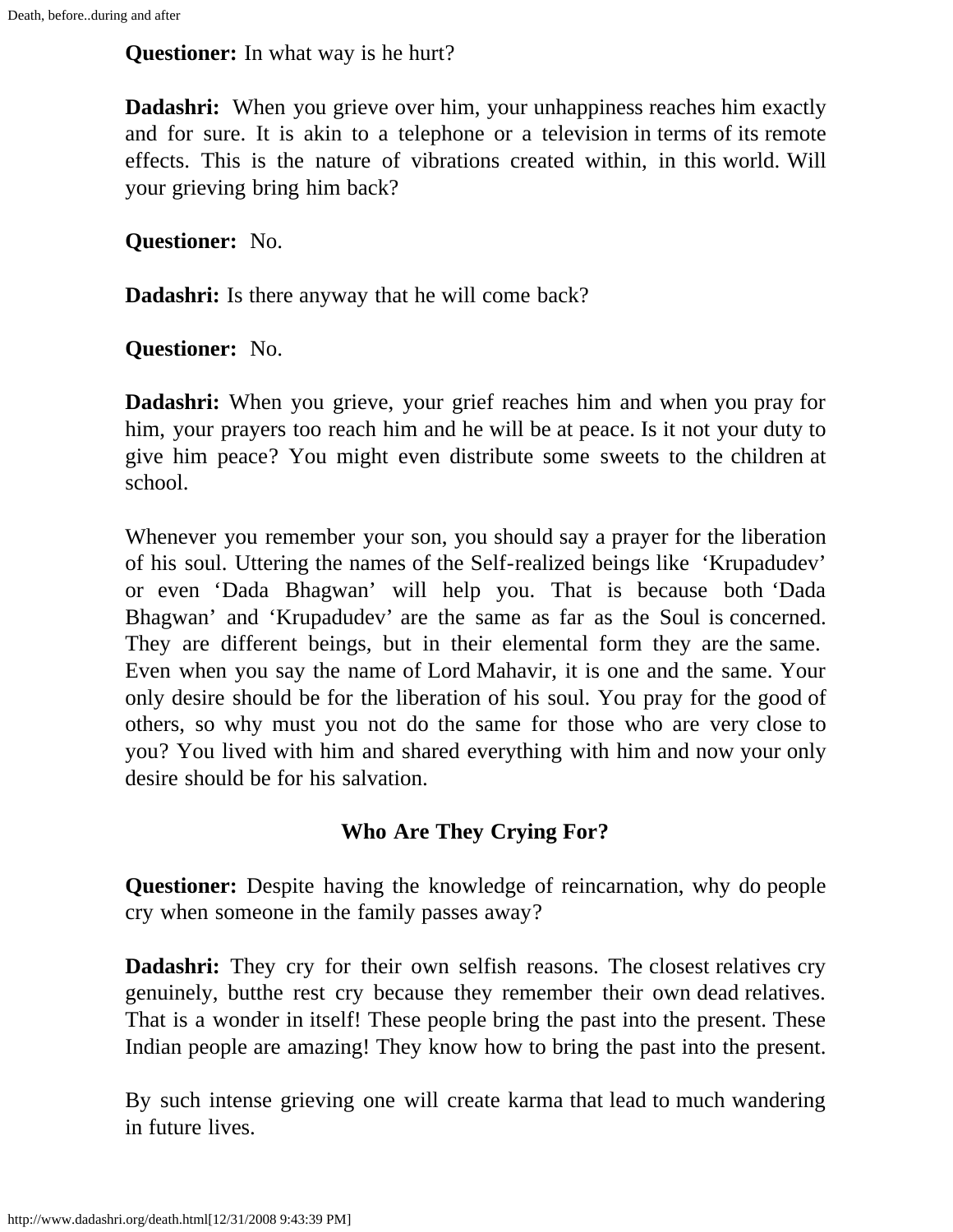**Questioner:** In what way is he hurt?

**Dadashri:** When you grieve over him, your unhappiness reaches him exactly and for sure. It is akin to a telephone or a television in terms of its remote effects. This is the nature of vibrations created within, in this world. Will your grieving bring him back?

**Questioner:** No.

**Dadashri:** Is there anyway that he will come back?

**Questioner:** No.

**Dadashri:** When you grieve, your grief reaches him and when you pray for him, your prayers too reach him and he will be at peace. Is it not your duty to give him peace? You might even distribute some sweets to the children at school.

Whenever you remember your son, you should say a prayer for the liberation of his soul. Uttering the names of the Self-realized beings like 'Krupadudev' or even 'Dada Bhagwan' will help you. That is because both 'Dada Bhagwan' and 'Krupadudev' are the same as far as the Soul is concerned. They are different beings, but in their elemental form they are the same. Even when you say the name of Lord Mahavir, it is one and the same. Your only desire should be for the liberation of his soul. You pray for the good of others, so why must you not do the same for those who are very close to you? You lived with him and shared everything with him and now your only desire should be for his salvation.

### Who Are They Crying For?

**Questioner:** Despite having the knowledge of reincarnation, why do people cry when someone in the family passes away?

**Dadashri:** They cry for their own selfish reasons. The closest relatives cry genuinely, butthe rest cry because they remember their own dead relatives. That is a wonder in itself! These people bring the past into the present. These Indian people are amazing! They know how to bring the past into the present.

By such intense grieving one will create karma that lead to much wandering in future lives.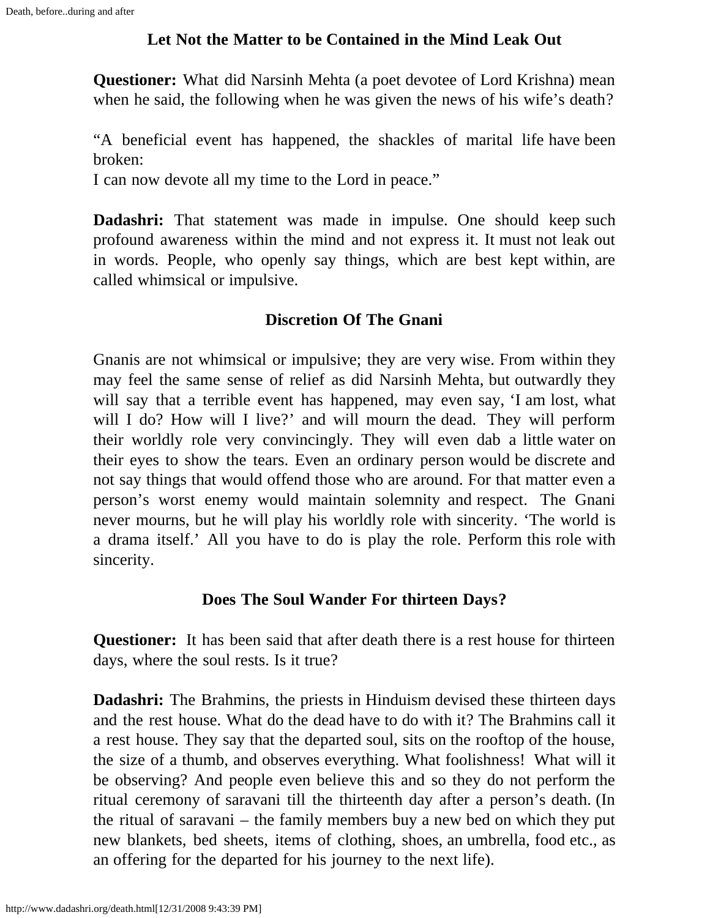## Let Not the Matter to be Contained in the Mind Leak Out

**Questioner:** What did Narsinh Mehta (a poet devotee of Lord Krishna) mean when he said, the following when he was given the news of his wife's death?

"A beneficial event has happened, the shackles of marital life have been broken:
I can now devote all my time to the Lord in peace."

**Dadashri:** That statement was made in impulse. One should keep such profound awareness within the mind and not express it. It must not leak out in words. People, who openly say things, which are best kept within, are called whimsical or impulsive.

## Discretion Of The Gnani

Gnanis are not whimsical or impulsive; they are very wise. From within they may feel the same sense of relief as did Narsinh Mehta, but outwardly they will say that a terrible event has happened, may even say, 'I am lost, what will I do? How will I live?' and will mourn the dead. They will perform their worldly role very convincingly. They will even dab a little water on their eyes to show the tears. Even an ordinary person would be discrete and not say things that would offend those who are around. For that matter even a person's worst enemy would maintain solemnity and respect. The Gnani never mourns, but he will play his worldly role with sincerity. 'The world is a drama itself.' All you have to do is play the role. Perform this role with sincerity.

## Does The Soul Wander For thirteen Days?

**Questioner:** It has been said that after death there is a rest house for thirteen days, where the soul rests. Is it true?

**Dadashri:** The Brahmins, the priests in Hinduism devised these thirteen days and the rest house. What do the dead have to do with it? The Brahmins call it a rest house. They say that the departed soul, sits on the rooftop of the house, the size of a thumb, and observes everything. What foolishness! What will it be observing? And people even believe this and so they do not perform the ritual ceremony of saravani till the thirteenth day after a person's death. (In the ritual of saravani – the family members buy a new bed on which they put new blankets, bed sheets, items of clothing, shoes, an umbrella, food etc., as an offering for the departed for his journey to the next life).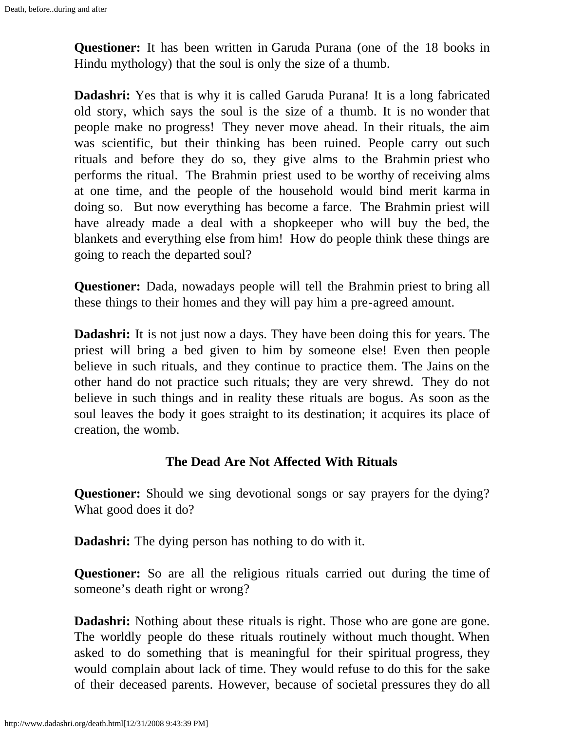**Questioner:** It has been written in Garuda Purana (one of the 18 books in Hindu mythology) that the soul is only the size of a thumb.

**Dadashri:** Yes that is why it is called Garuda Purana! It is a long fabricated old story, which says the soul is the size of a thumb. It is no wonder that people make no progress! They never move ahead. In their rituals, the aim was scientific, but their thinking has been ruined. People carry out such rituals and before they do so, they give alms to the Brahmin priest who performs the ritual. The Brahmin priest used to be worthy of receiving alms at one time, and the people of the household would bind merit karma in doing so. But now everything has become a farce. The Brahmin priest will have already made a deal with a shopkeeper who will buy the bed, the blankets and everything else from him! How do people think these things are going to reach the departed soul?

**Questioner:** Dada, nowadays people will tell the Brahmin priest to bring all these things to their homes and they will pay him a pre-agreed amount.

**Dadashri:** It is not just now a days. They have been doing this for years. The priest will bring a bed given to him by someone else! Even then people believe in such rituals, and they continue to practice them. The Jains on the other hand do not practice such rituals; they are very shrewd. They do not believe in such things and in reality these rituals are bogus. As soon as the soul leaves the body it goes straight to its destination; it acquires its place of creation, the womb.

## The Dead Are Not Affected With Rituals

**Questioner:** Should we sing devotional songs or say prayers for the dying? What good does it do?

**Dadashri:** The dying person has nothing to do with it.

**Questioner:** So are all the religious rituals carried out during the time of someone's death right or wrong?

**Dadashri:** Nothing about these rituals is right. Those who are gone are gone. The worldly people do these rituals routinely without much thought. When asked to do something that is meaningful for their spiritual progress, they would complain about lack of time. They would refuse to do this for the sake of their deceased parents. However, because of societal pressures they do all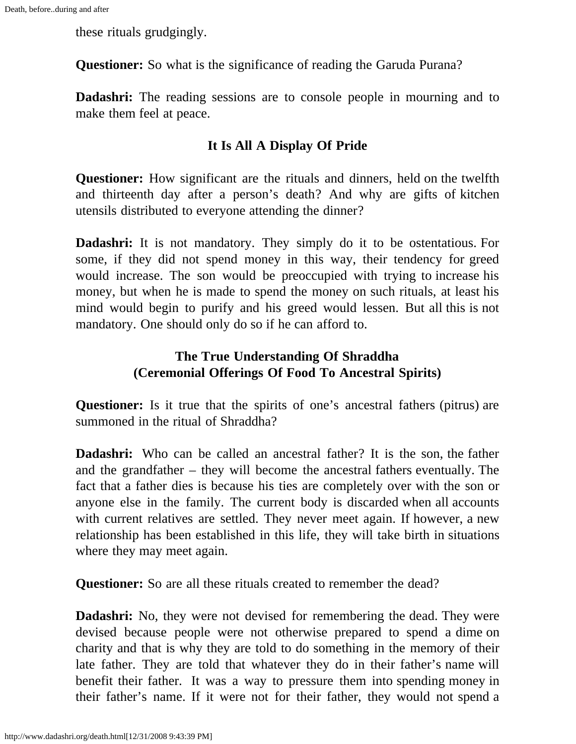these rituals grudgingly.

**Questioner:** So what is the significance of reading the Garuda Purana?

**Dadashri:** The reading sessions are to console people in mourning and to make them feel at peace.

## It Is All A Display Of Pride

**Questioner:** How significant are the rituals and dinners, held on the twelfth and thirteenth day after a person's death? And why are gifts of kitchen utensils distributed to everyone attending the dinner?

**Dadashri:** It is not mandatory. They simply do it to be ostentatious. For some, if they did not spend money in this way, their tendency for greed would increase. The son would be preoccupied with trying to increase his money, but when he is made to spend the money on such rituals, at least his mind would begin to purify and his greed would lessen. But all this is not mandatory. One should only do so if he can afford to.

## The True Understanding Of Shraddha (Ceremonial Offerings Of Food To Ancestral Spirits)

**Questioner:** Is it true that the spirits of one's ancestral fathers (pitrus) are summoned in the ritual of Shraddha?

**Dadashri:** Who can be called an ancestral father? It is the son, the father and the grandfather – they will become the ancestral fathers eventually. The fact that a father dies is because his ties are completely over with the son or anyone else in the family. The current body is discarded when all accounts with current relatives are settled. They never meet again. If however, a new relationship has been established in this life, they will take birth in situations where they may meet again.

**Questioner:** So are all these rituals created to remember the dead?

**Dadashri:** No, they were not devised for remembering the dead. They were devised because people were not otherwise prepared to spend a dime on charity and that is why they are told to do something in the memory of their late father. They are told that whatever they do in their father's name will benefit their father. It was a way to pressure them into spending money in their father's name. If it were not for their father, they would not spend a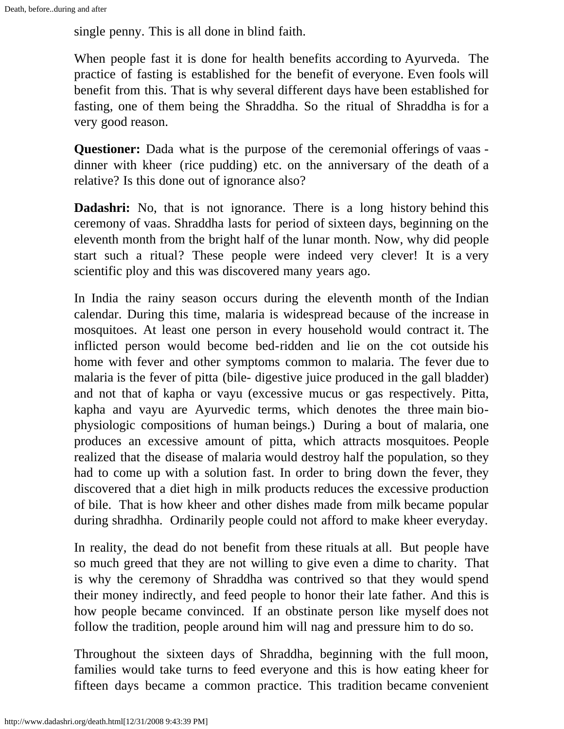single penny. This is all done in blind faith.

When people fast it is done for health benefits according to Ayurveda. The practice of fasting is established for the benefit of everyone. Even fools will benefit from this. That is why several different days have been established for fasting, one of them being the Shraddha. So the ritual of Shraddha is for a very good reason.

**Questioner:** Dada what is the purpose of the ceremonial offerings of vaas - dinner with kheer (rice pudding) etc. on the anniversary of the death of a relative? Is this done out of ignorance also?

**Dadashri:** No, that is not ignorance. There is a long history behind this ceremony of vaas. Shraddha lasts for period of sixteen days, beginning on the eleventh month from the bright half of the lunar month. Now, why did people start such a ritual? These people were indeed very clever! It is a very scientific ploy and this was discovered many years ago.

In India the rainy season occurs during the eleventh month of the Indian calendar. During this time, malaria is widespread because of the increase in mosquitoes. At least one person in every household would contract it. The inflicted person would become bed-ridden and lie on the cot outside his home with fever and other symptoms common to malaria. The fever due to malaria is the fever of pitta (bile- digestive juice produced in the gall bladder) and not that of kapha or vayu (excessive mucus or gas respectively. Pitta, kapha and vayu are Ayurvedic terms, which denotes the three main bio-physiologic compositions of human beings.) During a bout of malaria, one produces an excessive amount of pitta, which attracts mosquitoes. People realized that the disease of malaria would destroy half the population, so they had to come up with a solution fast. In order to bring down the fever, they discovered that a diet high in milk products reduces the excessive production of bile. That is how kheer and other dishes made from milk became popular during shradhha. Ordinarily people could not afford to make kheer everyday.

In reality, the dead do not benefit from these rituals at all. But people have so much greed that they are not willing to give even a dime to charity. That is why the ceremony of Shraddha was contrived so that they would spend their money indirectly, and feed people to honor their late father. And this is how people became convinced. If an obstinate person like myself does not follow the tradition, people around him will nag and pressure him to do so.

Throughout the sixteen days of Shraddha, beginning with the full moon, families would take turns to feed everyone and this is how eating kheer for fifteen days became a common practice. This tradition became convenient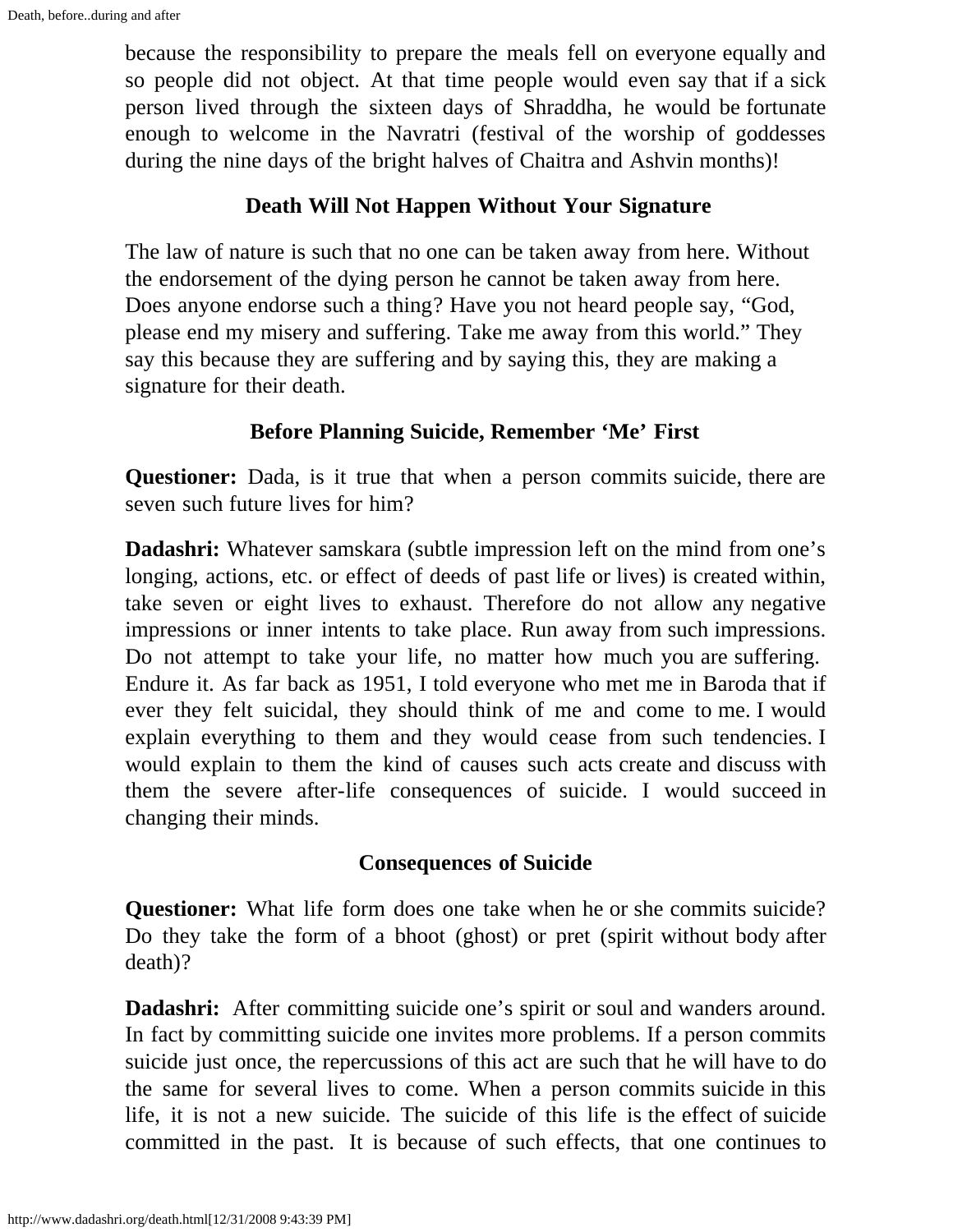because the responsibility to prepare the meals fell on everyone equally and so people did not object. At that time people would even say that if a sick person lived through the sixteen days of Shraddha, he would be fortunate enough to welcome in the Navratri (festival of the worship of goddesses during the nine days of the bright halves of Chaitra and Ashvin months)!

### Death Will Not Happen Without Your Signature

The law of nature is such that no one can be taken away from here. Without the endorsement of the dying person he cannot be taken away from here. Does anyone endorse such a thing? Have you not heard people say, "God, please end my misery and suffering. Take me away from this world." They say this because they are suffering and by saying this, they are making a signature for their death.

### Before Planning Suicide, Remember 'Me' First

**Questioner:** Dada, is it true that when a person commits suicide, there are seven such future lives for him?

**Dadashri:** Whatever samskara (subtle impression left on the mind from one's longing, actions, etc. or effect of deeds of past life or lives) is created within, take seven or eight lives to exhaust. Therefore do not allow any negative impressions or inner intents to take place. Run away from such impressions. Do not attempt to take your life, no matter how much you are suffering. Endure it. As far back as 1951, I told everyone who met me in Baroda that if ever they felt suicidal, they should think of me and come to me. I would explain everything to them and they would cease from such tendencies. I would explain to them the kind of causes such acts create and discuss with them the severe after-life consequences of suicide. I would succeed in changing their minds.

### Consequences of Suicide

**Questioner:** What life form does one take when he or she commits suicide? Do they take the form of a bhoot (ghost) or pret (spirit without body after death)?

**Dadashri:** After committing suicide one's spirit or soul and wanders around. In fact by committing suicide one invites more problems. If a person commits suicide just once, the repercussions of this act are such that he will have to do the same for several lives to come. When a person commits suicide in this life, it is not a new suicide. The suicide of this life is the effect of suicide committed in the past. It is because of such effects, that one continues to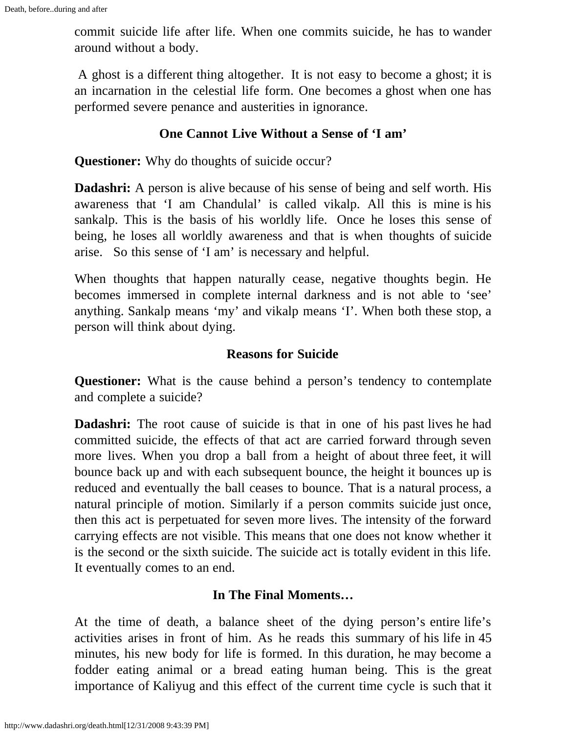commit suicide life after life. When one commits suicide, he has to wander around without a body.

A ghost is a different thing altogether. It is not easy to become a ghost; it is an incarnation in the celestial life form. One becomes a ghost when one has performed severe penance and austerities in ignorance.

### One Cannot Live Without a Sense of ‘I am’

**Questioner:** Why do thoughts of suicide occur?

**Dadashri:** A person is alive because of his sense of being and self worth. His awareness that ‘I am Chandulal’ is called vikalp. All this is mine is his sankalp. This is the basis of his worldly life. Once he loses this sense of being, he loses all worldly awareness and that is when thoughts of suicide arise. So this sense of ‘I am’ is necessary and helpful.

When thoughts that happen naturally cease, negative thoughts begin. He becomes immersed in complete internal darkness and is not able to ‘see’ anything. Sankalp means ‘my’ and vikalp means ‘I’. When both these stop, a person will think about dying.

### Reasons for Suicide

**Questioner:** What is the cause behind a person’s tendency to contemplate and complete a suicide?

**Dadashri:** The root cause of suicide is that in one of his past lives he had committed suicide, the effects of that act are carried forward through seven more lives. When you drop a ball from a height of about three feet, it will bounce back up and with each subsequent bounce, the height it bounces up is reduced and eventually the ball ceases to bounce. That is a natural process, a natural principle of motion. Similarly if a person commits suicide just once, then this act is perpetuated for seven more lives. The intensity of the forward carrying effects are not visible. This means that one does not know whether it is the second or the sixth suicide. The suicide act is totally evident in this life. It eventually comes to an end.

### In The Final Moments…

At the time of death, a balance sheet of the dying person’s entire life’s activities arises in front of him. As he reads this summary of his life in 45 minutes, his new body for life is formed. In this duration, he may become a fodder eating animal or a bread eating human being. This is the great importance of Kaliyug and this effect of the current time cycle is such that it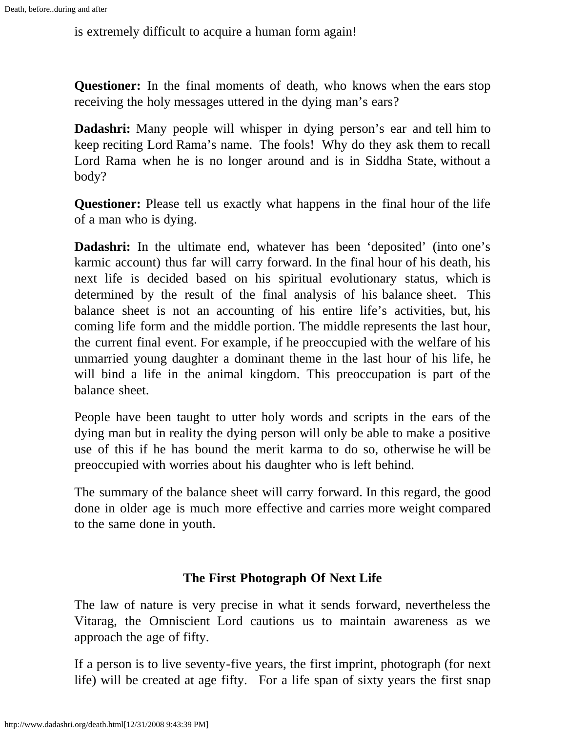is extremely difficult to acquire a human form again!

**Questioner:** In the final moments of death, who knows when the ears stop receiving the holy messages uttered in the dying man's ears?

**Dadashri:** Many people will whisper in dying person's ear and tell him to keep reciting Lord Rama's name. The fools! Why do they ask them to recall Lord Rama when he is no longer around and is in Siddha State, without a body?

**Questioner:** Please tell us exactly what happens in the final hour of the life of a man who is dying.

**Dadashri:** In the ultimate end, whatever has been 'deposited' (into one's karmic account) thus far will carry forward. In the final hour of his death, his next life is decided based on his spiritual evolutionary status, which is determined by the result of the final analysis of his balance sheet. This balance sheet is not an accounting of his entire life's activities, but, his coming life form and the middle portion. The middle represents the last hour, the current final event. For example, if he preoccupied with the welfare of his unmarried young daughter a dominant theme in the last hour of his life, he will bind a life in the animal kingdom. This preoccupation is part of the balance sheet.

People have been taught to utter holy words and scripts in the ears of the dying man but in reality the dying person will only be able to make a positive use of this if he has bound the merit karma to do so, otherwise he will be preoccupied with worries about his daughter who is left behind.

The summary of the balance sheet will carry forward. In this regard, the good done in older age is much more effective and carries more weight compared to the same done in youth.

### The First Photograph Of Next Life

The law of nature is very precise in what it sends forward, nevertheless the Vitarag, the Omniscient Lord cautions us to maintain awareness as we approach the age of fifty.

If a person is to live seventy-five years, the first imprint, photograph (for next life) will be created at age fifty. For a life span of sixty years the first snap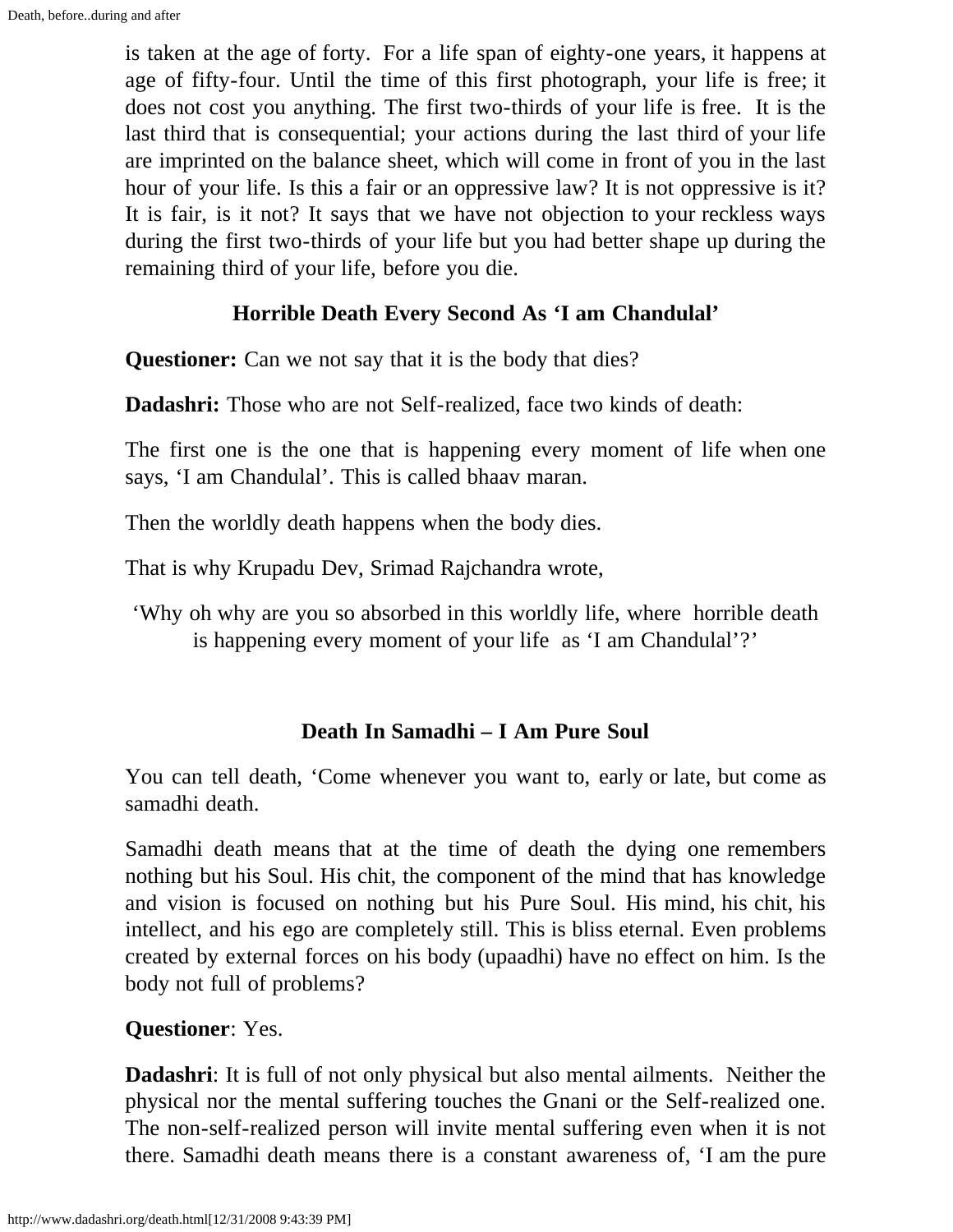is taken at the age of forty. For a life span of eighty-one years, it happens at age of fifty-four. Until the time of this first photograph, your life is free; it does not cost you anything. The first two-thirds of your life is free. It is the last third that is consequential; your actions during the last third of your life are imprinted on the balance sheet, which will come in front of you in the last hour of your life. Is this a fair or an oppressive law? It is not oppressive is it? It is fair, is it not? It says that we have not objection to your reckless ways during the first two-thirds of your life but you had better shape up during the remaining third of your life, before you die.

### Horrible Death Every Second As 'I am Chandulal'

**Questioner:** Can we not say that it is the body that dies?

**Dadashri:** Those who are not Self-realized, face two kinds of death:

The first one is the one that is happening every moment of life when one says, 'I am Chandulal'. This is called bhaav maran.

Then the worldly death happens when the body dies.

That is why Krupadu Dev, Srimad Rajchandra wrote,

'Why oh why are you so absorbed in this worldly life, where horrible death is happening every moment of your life as 'I am Chandulal'?'

### Death In Samadhi – I Am Pure Soul

You can tell death, 'Come whenever you want to, early or late, but come as samadhi death.

Samadhi death means that at the time of death the dying one remembers nothing but his Soul. His chit, the component of the mind that has knowledge and vision is focused on nothing but his Pure Soul. His mind, his chit, his intellect, and his ego are completely still. This is bliss eternal. Even problems created by external forces on his body (upaadhi) have no effect on him. Is the body not full of problems?

**Questioner**: Yes.

**Dadashri**: It is full of not only physical but also mental ailments. Neither the physical nor the mental suffering touches the Gnani or the Self-realized one. The non-self-realized person will invite mental suffering even when it is not there. Samadhi death means there is a constant awareness of, 'I am the pure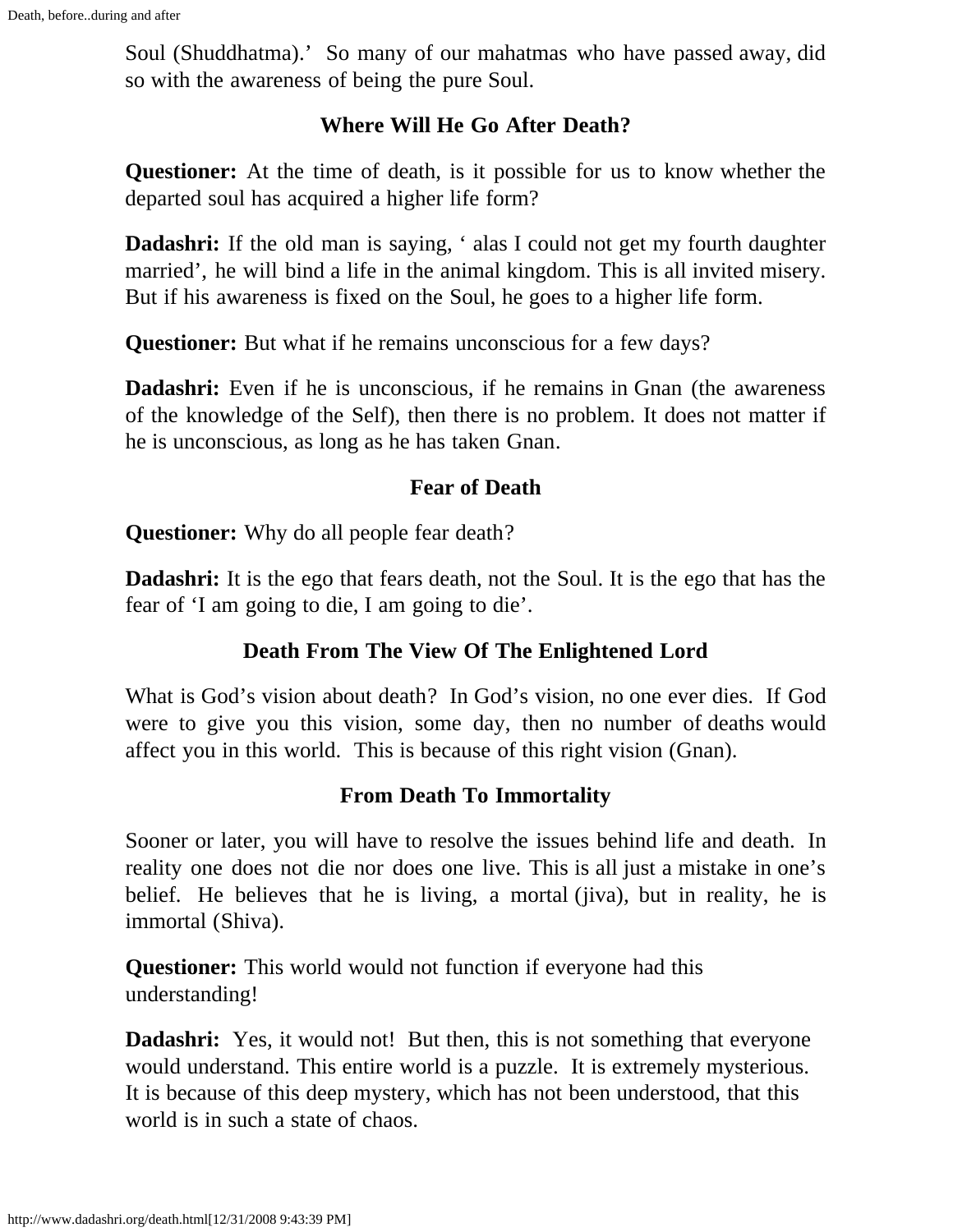Soul (Shuddhatma).' So many of our mahatmas who have passed away, did so with the awareness of being the pure Soul.

## Where Will He Go After Death?

**Questioner:** At the time of death, is it possible for us to know whether the departed soul has acquired a higher life form?

**Dadashri:** If the old man is saying, ' alas I could not get my fourth daughter married', he will bind a life in the animal kingdom. This is all invited misery. But if his awareness is fixed on the Soul, he goes to a higher life form.

**Questioner:** But what if he remains unconscious for a few days?

**Dadashri:** Even if he is unconscious, if he remains in Gnan (the awareness of the knowledge of the Self), then there is no problem. It does not matter if he is unconscious, as long as he has taken Gnan.

## Fear of Death

**Questioner:** Why do all people fear death?

**Dadashri:** It is the ego that fears death, not the Soul. It is the ego that has the fear of 'I am going to die, I am going to die'.

## Death From The View Of The Enlightened Lord

What is God's vision about death? In God's vision, no one ever dies. If God were to give you this vision, some day, then no number of deaths would affect you in this world. This is because of this right vision (Gnan).

## From Death To Immortality

Sooner or later, you will have to resolve the issues behind life and death. In reality one does not die nor does one live. This is all just a mistake in one's belief. He believes that he is living, a mortal (jiva), but in reality, he is immortal (Shiva).

**Questioner:** This world would not function if everyone had this understanding!

**Dadashri:** Yes, it would not! But then, this is not something that everyone would understand. This entire world is a puzzle. It is extremely mysterious. It is because of this deep mystery, which has not been understood, that this world is in such a state of chaos.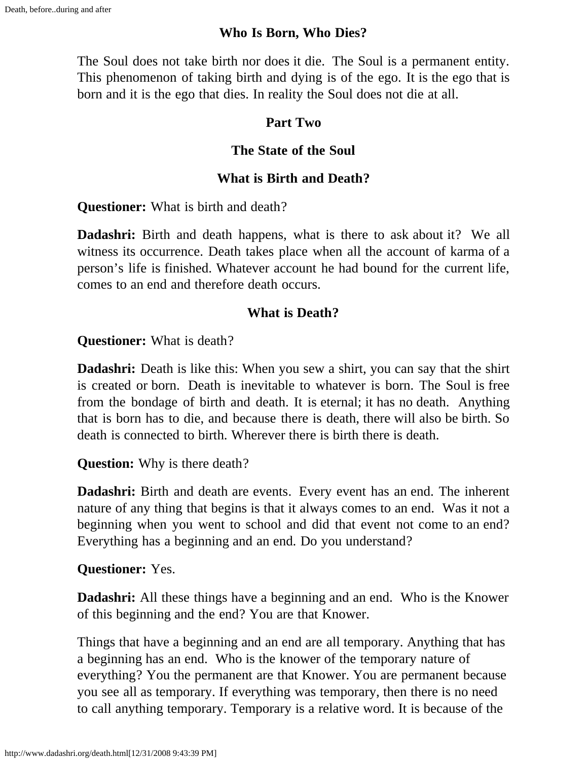### Who Is Born, Who Dies?

The Soul does not take birth nor does it die. The Soul is a permanent entity. This phenomenon of taking birth and dying is of the ego. It is the ego that is born and it is the ego that dies. In reality the Soul does not die at all.

## Part Two

## The State of the Soul

### What is Birth and Death?

**Questioner:** What is birth and death?

**Dadashri:** Birth and death happens, what is there to ask about it? We all witness its occurrence. Death takes place when all the account of karma of a person's life is finished. Whatever account he had bound for the current life, comes to an end and therefore death occurs.

### What is Death?

**Questioner:** What is death?

**Dadashri:** Death is like this: When you sew a shirt, you can say that the shirt is created or born. Death is inevitable to whatever is born. The Soul is free from the bondage of birth and death. It is eternal; it has no death. Anything that is born has to die, and because there is death, there will also be birth. So death is connected to birth. Wherever there is birth there is death.

**Question:** Why is there death?

**Dadashri:** Birth and death are events. Every event has an end. The inherent nature of any thing that begins is that it always comes to an end. Was it not a beginning when you went to school and did that event not come to an end? Everything has a beginning and an end. Do you understand?

**Questioner:** Yes.

**Dadashri:** All these things have a beginning and an end. Who is the Knower of this beginning and the end? You are that Knower.

Things that have a beginning and an end are all temporary. Anything that has a beginning has an end. Who is the knower of the temporary nature of everything? You the permanent are that Knower. You are permanent because you see all as temporary. If everything was temporary, then there is no need to call anything temporary. Temporary is a relative word. It is because of the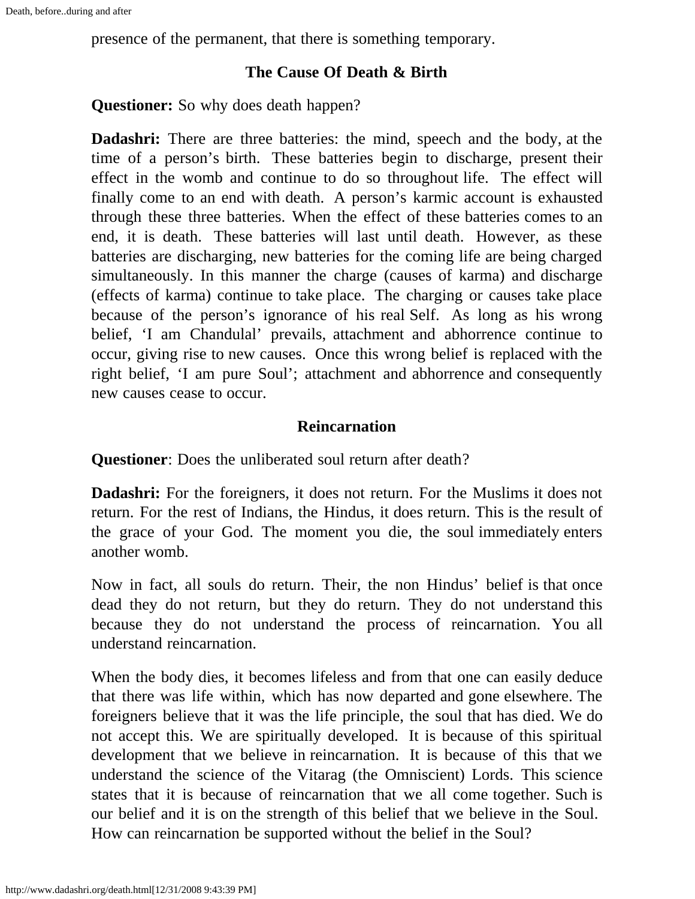presence of the permanent, that there is something temporary.

### The Cause Of Death & Birth

**Questioner:** So why does death happen?

**Dadashri:** There are three batteries: the mind, speech and the body, at the time of a person's birth. These batteries begin to discharge, present their effect in the womb and continue to do so throughout life. The effect will finally come to an end with death. A person's karmic account is exhausted through these three batteries. When the effect of these batteries comes to an end, it is death. These batteries will last until death. However, as these batteries are discharging, new batteries for the coming life are being charged simultaneously. In this manner the charge (causes of karma) and discharge (effects of karma) continue to take place. The charging or causes take place because of the person's ignorance of his real Self. As long as his wrong belief, 'I am Chandulal' prevails, attachment and abhorrence continue to occur, giving rise to new causes. Once this wrong belief is replaced with the right belief, 'I am pure Soul'; attachment and abhorrence and consequently new causes cease to occur.

### Reincarnation

**Questioner**: Does the unliberated soul return after death?

**Dadashri:** For the foreigners, it does not return. For the Muslims it does not return. For the rest of Indians, the Hindus, it does return. This is the result of the grace of your God. The moment you die, the soul immediately enters another womb.

Now in fact, all souls do return. Their, the non Hindus' belief is that once dead they do not return, but they do return. They do not understand this because they do not understand the process of reincarnation. You all understand reincarnation.

When the body dies, it becomes lifeless and from that one can easily deduce that there was life within, which has now departed and gone elsewhere. The foreigners believe that it was the life principle, the soul that has died. We do not accept this. We are spiritually developed. It is because of this spiritual development that we believe in reincarnation. It is because of this that we understand the science of the Vitarag (the Omniscient) Lords. This science states that it is because of reincarnation that we all come together. Such is our belief and it is on the strength of this belief that we believe in the Soul. How can reincarnation be supported without the belief in the Soul?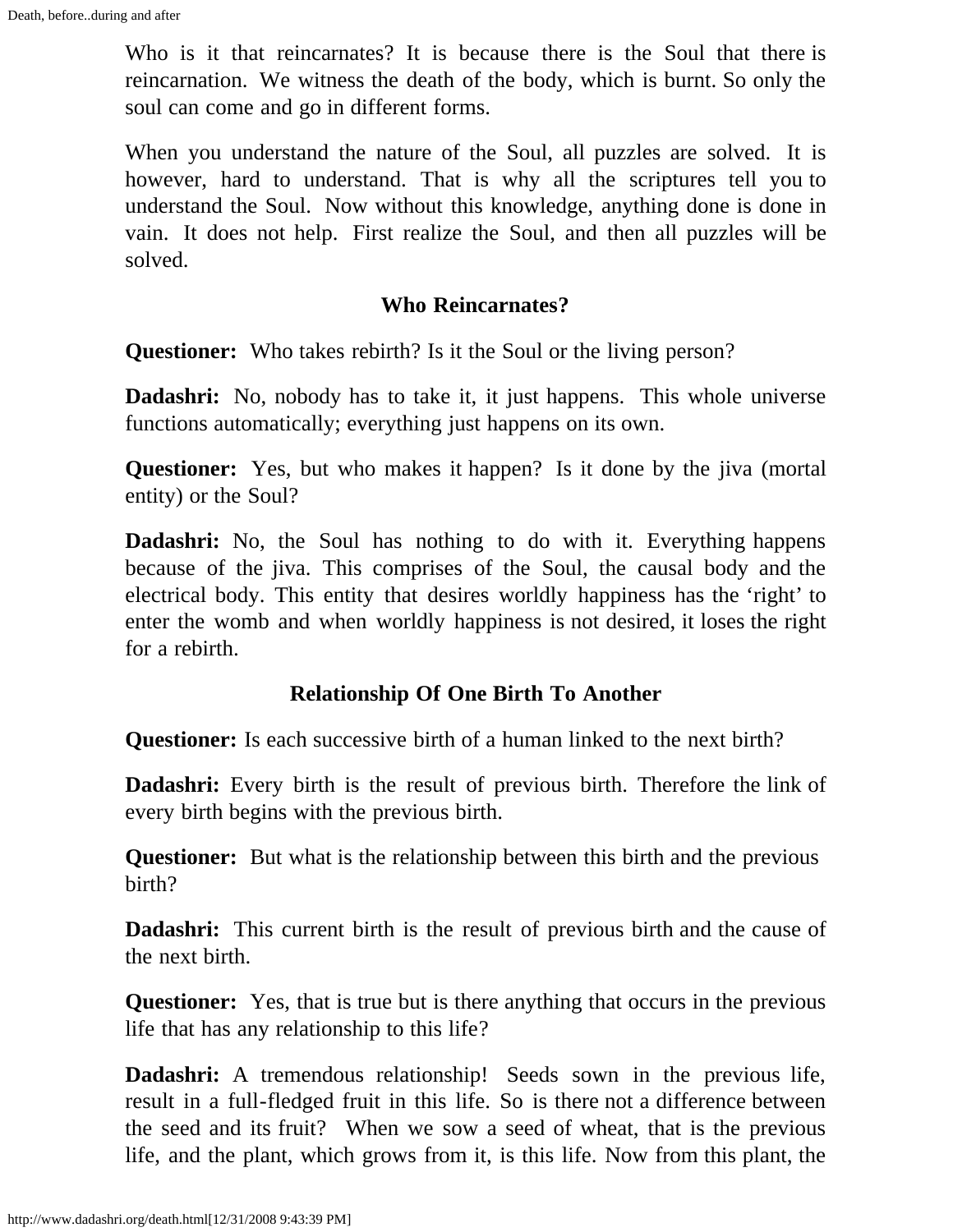Who is it that reincarnates? It is because there is the Soul that there is reincarnation. We witness the death of the body, which is burnt. So only the soul can come and go in different forms.

When you understand the nature of the Soul, all puzzles are solved. It is however, hard to understand. That is why all the scriptures tell you to understand the Soul. Now without this knowledge, anything done is done in vain. It does not help. First realize the Soul, and then all puzzles will be solved.

### Who Reincarnates?

**Questioner:** Who takes rebirth? Is it the Soul or the living person?

**Dadashri:** No, nobody has to take it, it just happens. This whole universe functions automatically; everything just happens on its own.

**Questioner:** Yes, but who makes it happen? Is it done by the jiva (mortal entity) or the Soul?

**Dadashri:** No, the Soul has nothing to do with it. Everything happens because of the jiva. This comprises of the Soul, the causal body and the electrical body. This entity that desires worldly happiness has the 'right' to enter the womb and when worldly happiness is not desired, it loses the right for a rebirth.

### Relationship Of One Birth To Another

**Questioner:** Is each successive birth of a human linked to the next birth?

**Dadashri:** Every birth is the result of previous birth. Therefore the link of every birth begins with the previous birth.

**Questioner:** But what is the relationship between this birth and the previous birth?

**Dadashri:** This current birth is the result of previous birth and the cause of the next birth.

**Questioner:** Yes, that is true but is there anything that occurs in the previous life that has any relationship to this life?

**Dadashri:** A tremendous relationship! Seeds sown in the previous life, result in a full-fledged fruit in this life. So is there not a difference between the seed and its fruit? When we sow a seed of wheat, that is the previous life, and the plant, which grows from it, is this life. Now from this plant, the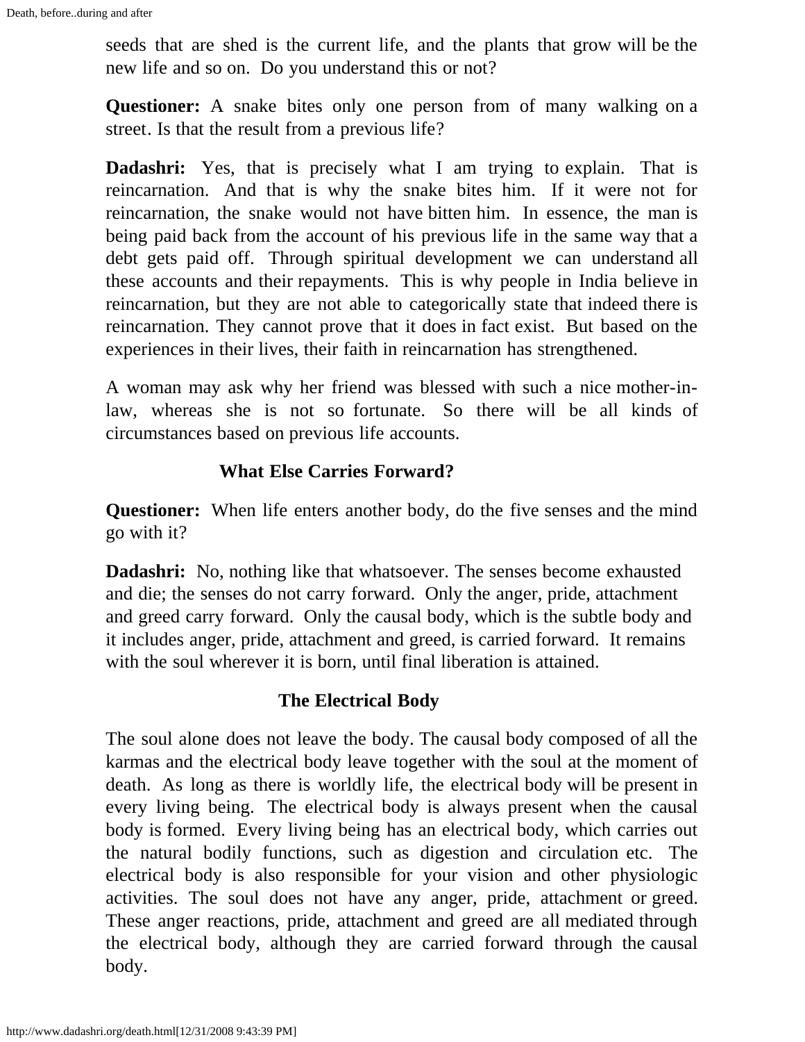seeds that are shed is the current life, and the plants that grow will be the new life and so on. Do you understand this or not?

**Questioner:** A snake bites only one person from of many walking on a street. Is that the result from a previous life?

**Dadashri:** Yes, that is precisely what I am trying to explain. That is reincarnation. And that is why the snake bites him. If it were not for reincarnation, the snake would not have bitten him. In essence, the man is being paid back from the account of his previous life in the same way that a debt gets paid off. Through spiritual development we can understand all these accounts and their repayments. This is why people in India believe in reincarnation, but they are not able to categorically state that indeed there is reincarnation. They cannot prove that it does in fact exist. But based on the experiences in their lives, their faith in reincarnation has strengthened.

A woman may ask why her friend was blessed with such a nice mother-in-law, whereas she is not so fortunate. So there will be all kinds of circumstances based on previous life accounts.

## What Else Carries Forward?

**Questioner:** When life enters another body, do the five senses and the mind go with it?

**Dadashri:** No, nothing like that whatsoever. The senses become exhausted and die; the senses do not carry forward. Only the anger, pride, attachment and greed carry forward. Only the causal body, which is the subtle body and it includes anger, pride, attachment and greed, is carried forward. It remains with the soul wherever it is born, until final liberation is attained.

## The Electrical Body

The soul alone does not leave the body. The causal body composed of all the karmas and the electrical body leave together with the soul at the moment of death. As long as there is worldly life, the electrical body will be present in every living being. The electrical body is always present when the causal body is formed. Every living being has an electrical body, which carries out the natural bodily functions, such as digestion and circulation etc. The electrical body is also responsible for your vision and other physiologic activities. The soul does not have any anger, pride, attachment or greed. These anger reactions, pride, attachment and greed are all mediated through the electrical body, although they are carried forward through the causal body.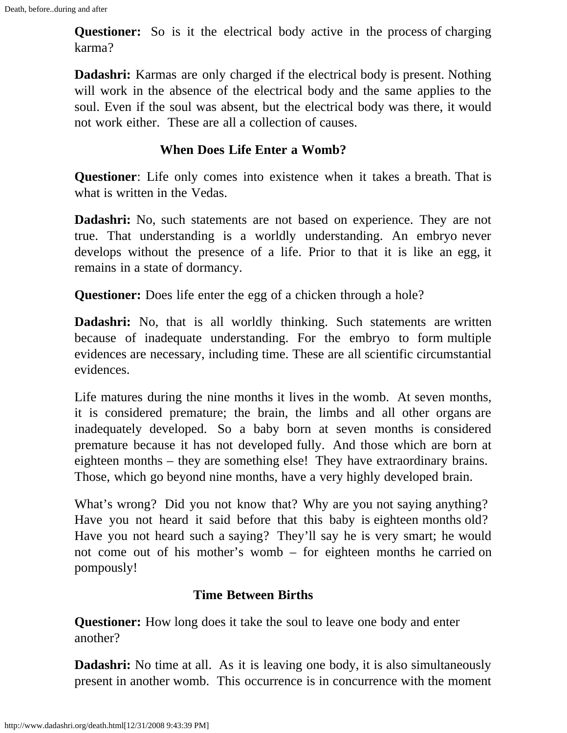**Questioner:** So is it the electrical body active in the process of charging karma?

**Dadashri:** Karmas are only charged if the electrical body is present. Nothing will work in the absence of the electrical body and the same applies to the soul. Even if the soul was absent, but the electrical body was there, it would not work either. These are all a collection of causes.

### When Does Life Enter a Womb?

**Questioner**: Life only comes into existence when it takes a breath. That is what is written in the Vedas.

**Dadashri:** No, such statements are not based on experience. They are not true. That understanding is a worldly understanding. An embryo never develops without the presence of a life. Prior to that it is like an egg, it remains in a state of dormancy.

**Questioner:** Does life enter the egg of a chicken through a hole?

**Dadashri:** No, that is all worldly thinking. Such statements are written because of inadequate understanding. For the embryo to form multiple evidences are necessary, including time. These are all scientific circumstantial evidences.

Life matures during the nine months it lives in the womb. At seven months, it is considered premature; the brain, the limbs and all other organs are inadequately developed. So a baby born at seven months is considered premature because it has not developed fully. And those which are born at eighteen months – they are something else! They have extraordinary brains. Those, which go beyond nine months, have a very highly developed brain.

What's wrong? Did you not know that? Why are you not saying anything? Have you not heard it said before that this baby is eighteen months old? Have you not heard such a saying? They'll say he is very smart; he would not come out of his mother's womb – for eighteen months he carried on pompously!

### Time Between Births

**Questioner:** How long does it take the soul to leave one body and enter another?

**Dadashri:** No time at all. As it is leaving one body, it is also simultaneously present in another womb. This occurrence is in concurrence with the moment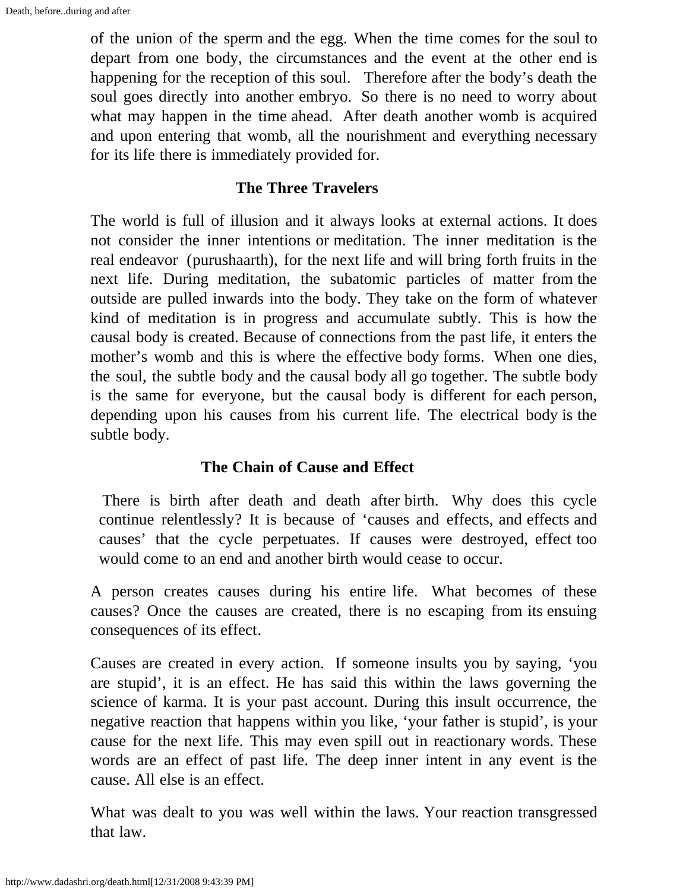of the union of the sperm and the egg. When the time comes for the soul to depart from one body, the circumstances and the event at the other end is happening for the reception of this soul. Therefore after the body's death the soul goes directly into another embryo. So there is no need to worry about what may happen in the time ahead. After death another womb is acquired and upon entering that womb, all the nourishment and everything necessary for its life there is immediately provided for.

## The Three Travelers

The world is full of illusion and it always looks at external actions. It does not consider the inner intentions or meditation. The inner meditation is the real endeavor (purushaarth), for the next life and will bring forth fruits in the next life. During meditation, the subatomic particles of matter from the outside are pulled inwards into the body. They take on the form of whatever kind of meditation is in progress and accumulate subtly. This is how the causal body is created. Because of connections from the past life, it enters the mother's womb and this is where the effective body forms. When one dies, the soul, the subtle body and the causal body all go together. The subtle body is the same for everyone, but the causal body is different for each person, depending upon his causes from his current life. The electrical body is the subtle body.

## The Chain of Cause and Effect

There is birth after death and death after birth. Why does this cycle continue relentlessly? It is because of 'causes and effects, and effects and causes' that the cycle perpetuates. If causes were destroyed, effect too would come to an end and another birth would cease to occur.

A person creates causes during his entire life. What becomes of these causes? Once the causes are created, there is no escaping from its ensuing consequences of its effect.

Causes are created in every action. If someone insults you by saying, 'you are stupid', it is an effect. He has said this within the laws governing the science of karma. It is your past account. During this insult occurrence, the negative reaction that happens within you like, 'your father is stupid', is your cause for the next life. This may even spill out in reactionary words. These words are an effect of past life. The deep inner intent in any event is the cause. All else is an effect.

What was dealt to you was well within the laws. Your reaction transgressed that law.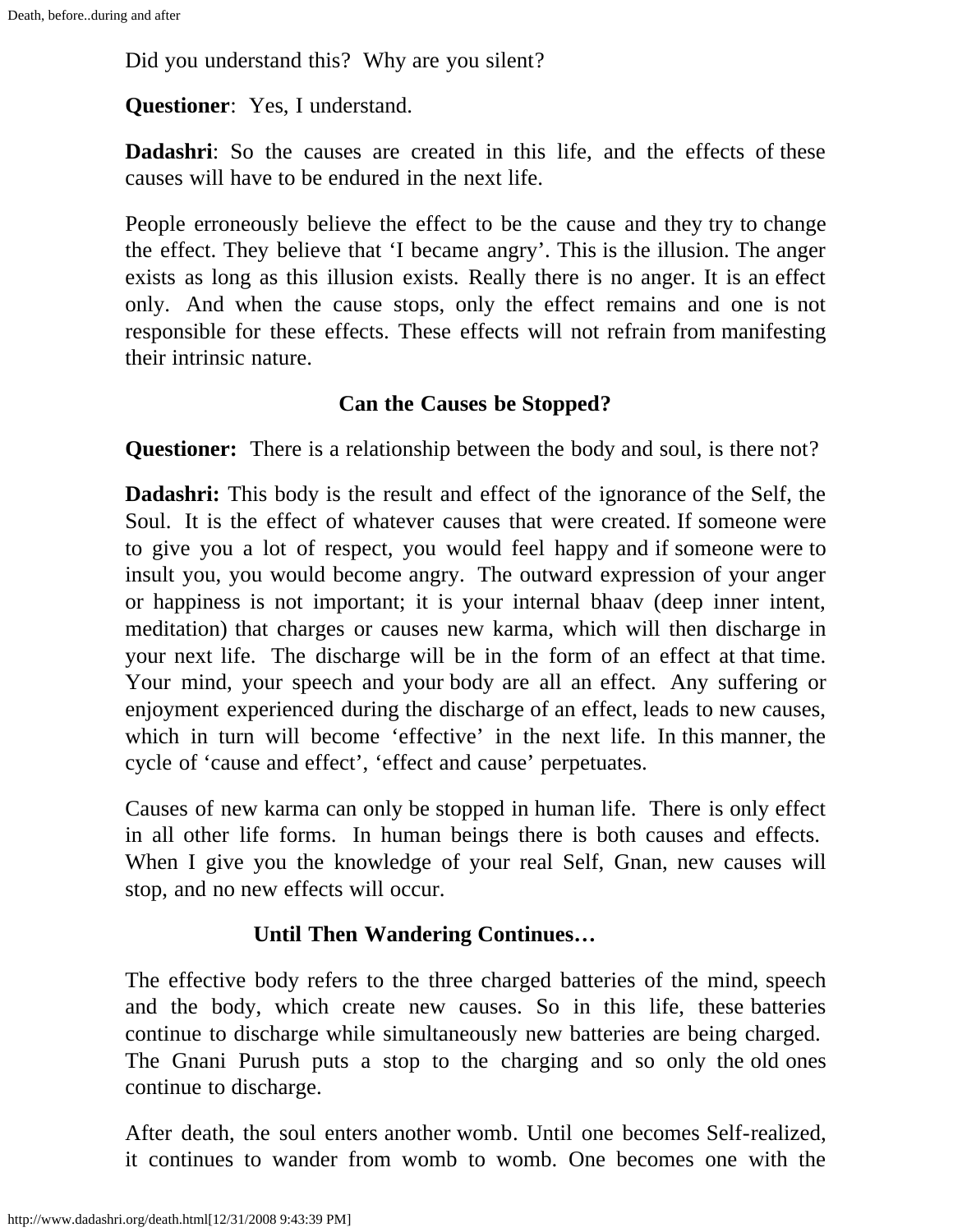Did you understand this? Why are you silent?

**Questioner**: Yes, I understand.

**Dadashri**: So the causes are created in this life, and the effects of these causes will have to be endured in the next life.

People erroneously believe the effect to be the cause and they try to change the effect. They believe that 'I became angry'. This is the illusion. The anger exists as long as this illusion exists. Really there is no anger. It is an effect only. And when the cause stops, only the effect remains and one is not responsible for these effects. These effects will not refrain from manifesting their intrinsic nature.

### Can the Causes be Stopped?

**Questioner:** There is a relationship between the body and soul, is there not?

**Dadashri:** This body is the result and effect of the ignorance of the Self, the Soul. It is the effect of whatever causes that were created. If someone were to give you a lot of respect, you would feel happy and if someone were to insult you, you would become angry. The outward expression of your anger or happiness is not important; it is your internal bhaav (deep inner intent, meditation) that charges or causes new karma, which will then discharge in your next life. The discharge will be in the form of an effect at that time. Your mind, your speech and your body are all an effect. Any suffering or enjoyment experienced during the discharge of an effect, leads to new causes, which in turn will become 'effective' in the next life. In this manner, the cycle of 'cause and effect', 'effect and cause' perpetuates.

Causes of new karma can only be stopped in human life. There is only effect in all other life forms. In human beings there is both causes and effects. When I give you the knowledge of your real Self, Gnan, new causes will stop, and no new effects will occur.

### Until Then Wandering Continues…

The effective body refers to the three charged batteries of the mind, speech and the body, which create new causes. So in this life, these batteries continue to discharge while simultaneously new batteries are being charged. The Gnani Purush puts a stop to the charging and so only the old ones continue to discharge.

After death, the soul enters another womb. Until one becomes Self-realized, it continues to wander from womb to womb. One becomes one with the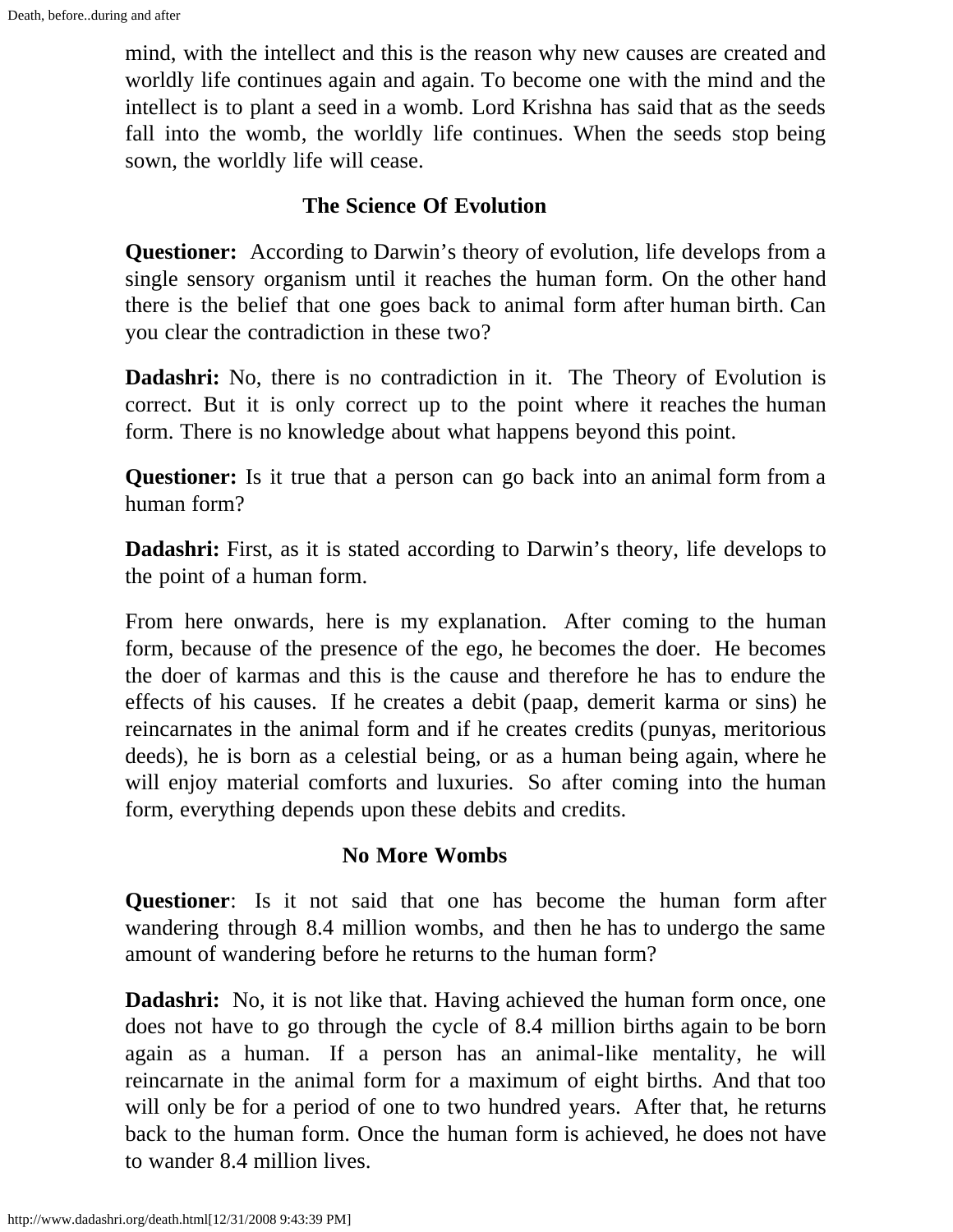mind, with the intellect and this is the reason why new causes are created and worldly life continues again and again. To become one with the mind and the intellect is to plant a seed in a womb. Lord Krishna has said that as the seeds fall into the womb, the worldly life continues. When the seeds stop being sown, the worldly life will cease.

## The Science Of Evolution

**Questioner:** According to Darwin's theory of evolution, life develops from a single sensory organism until it reaches the human form. On the other hand there is the belief that one goes back to animal form after human birth. Can you clear the contradiction in these two?

**Dadashri:** No, there is no contradiction in it. The Theory of Evolution is correct. But it is only correct up to the point where it reaches the human form. There is no knowledge about what happens beyond this point.

**Questioner:** Is it true that a person can go back into an animal form from a human form?

**Dadashri:** First, as it is stated according to Darwin's theory, life develops to the point of a human form.

From here onwards, here is my explanation. After coming to the human form, because of the presence of the ego, he becomes the doer. He becomes the doer of karmas and this is the cause and therefore he has to endure the effects of his causes. If he creates a debit (paap, demerit karma or sins) he reincarnates in the animal form and if he creates credits (punyas, meritorious deeds), he is born as a celestial being, or as a human being again, where he will enjoy material comforts and luxuries. So after coming into the human form, everything depends upon these debits and credits.

## No More Wombs

**Questioner**: Is it not said that one has become the human form after wandering through 8.4 million wombs, and then he has to undergo the same amount of wandering before he returns to the human form?

**Dadashri:** No, it is not like that. Having achieved the human form once, one does not have to go through the cycle of 8.4 million births again to be born again as a human. If a person has an animal-like mentality, he will reincarnate in the animal form for a maximum of eight births. And that too will only be for a period of one to two hundred years. After that, he returns back to the human form. Once the human form is achieved, he does not have to wander 8.4 million lives.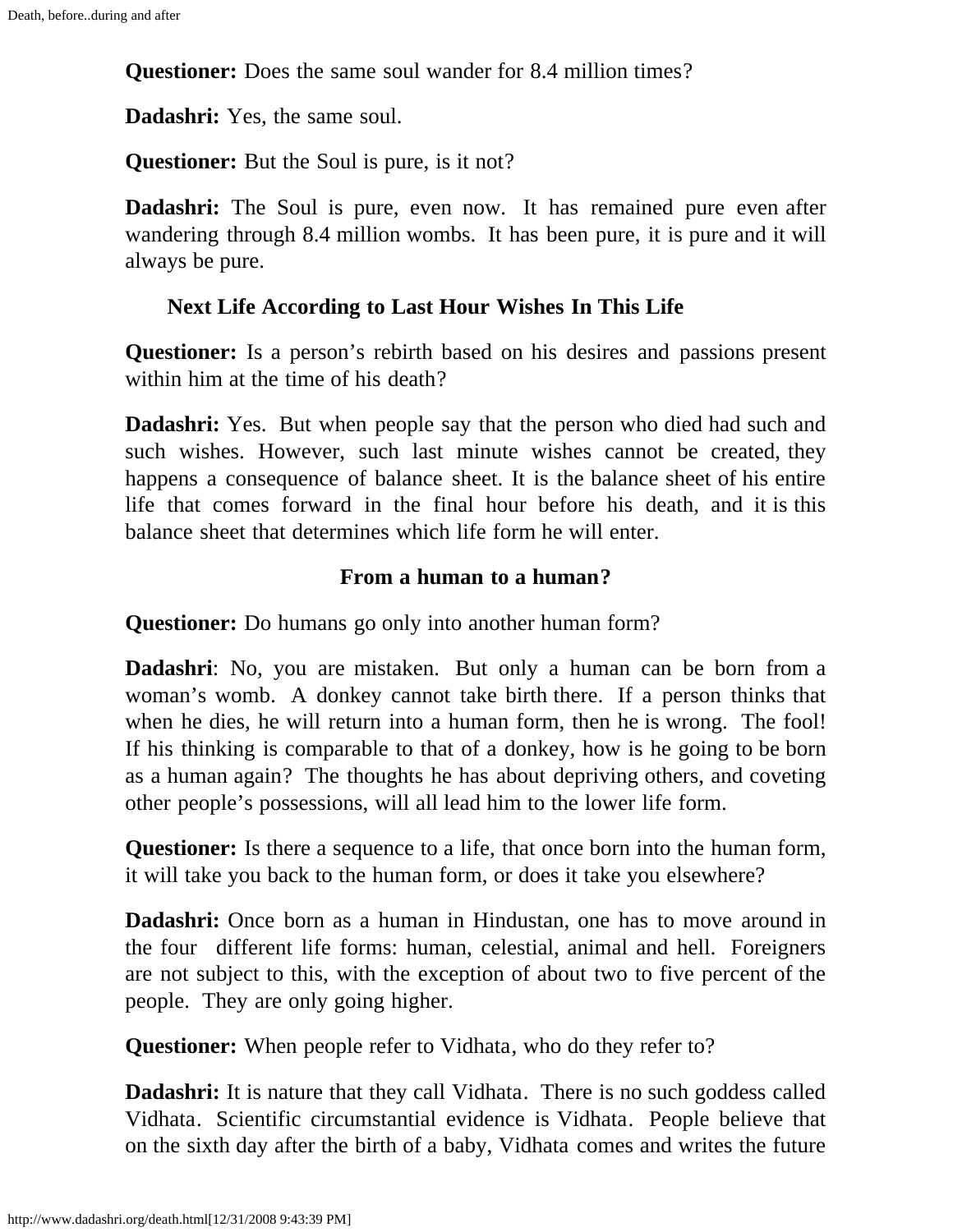**Questioner:** Does the same soul wander for 8.4 million times?

**Dadashri:** Yes, the same soul.

**Questioner:** But the Soul is pure, is it not?

**Dadashri:** The Soul is pure, even now. It has remained pure even after wandering through 8.4 million wombs. It has been pure, it is pure and it will always be pure.

### Next Life According to Last Hour Wishes In This Life

**Questioner:** Is a person's rebirth based on his desires and passions present within him at the time of his death?

**Dadashri:** Yes. But when people say that the person who died had such and such wishes. However, such last minute wishes cannot be created, they happens a consequence of balance sheet. It is the balance sheet of his entire life that comes forward in the final hour before his death, and it is this balance sheet that determines which life form he will enter.

### From a human to a human?

**Questioner:** Do humans go only into another human form?

**Dadashri**: No, you are mistaken. But only a human can be born from a woman's womb. A donkey cannot take birth there. If a person thinks that when he dies, he will return into a human form, then he is wrong. The fool! If his thinking is comparable to that of a donkey, how is he going to be born as a human again? The thoughts he has about depriving others, and coveting other people's possessions, will all lead him to the lower life form.

**Questioner:** Is there a sequence to a life, that once born into the human form, it will take you back to the human form, or does it take you elsewhere?

**Dadashri:** Once born as a human in Hindustan, one has to move around in the four different life forms: human, celestial, animal and hell. Foreigners are not subject to this, with the exception of about two to five percent of the people. They are only going higher.

**Questioner:** When people refer to Vidhata, who do they refer to?

**Dadashri:** It is nature that they call Vidhata. There is no such goddess called Vidhata. Scientific circumstantial evidence is Vidhata. People believe that on the sixth day after the birth of a baby, Vidhata comes and writes the future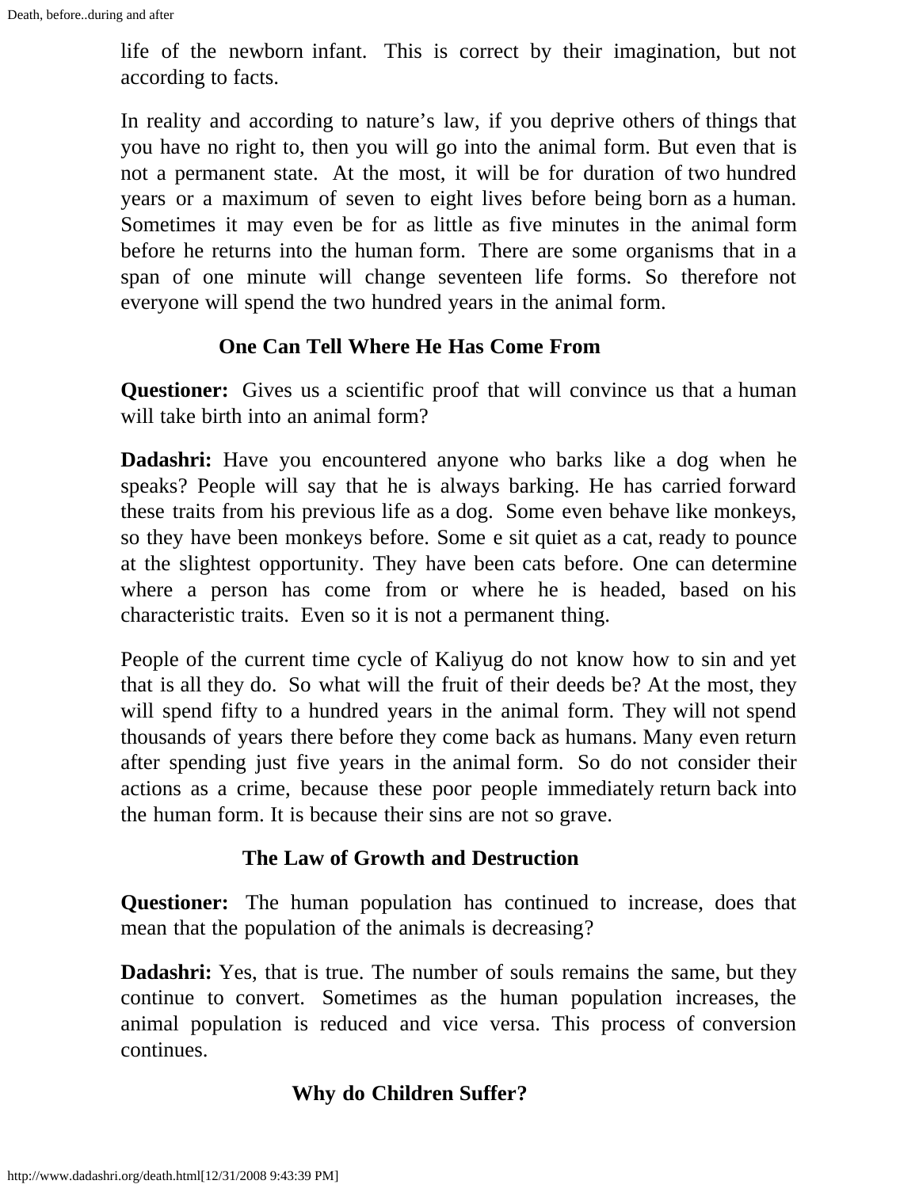life of the newborn infant. This is correct by their imagination, but not according to facts.

In reality and according to nature's law, if you deprive others of things that you have no right to, then you will go into the animal form. But even that is not a permanent state. At the most, it will be for duration of two hundred years or a maximum of seven to eight lives before being born as a human. Sometimes it may even be for as little as five minutes in the animal form before he returns into the human form. There are some organisms that in a span of one minute will change seventeen life forms. So therefore not everyone will spend the two hundred years in the animal form.

### One Can Tell Where He Has Come From

**Questioner:** Gives us a scientific proof that will convince us that a human will take birth into an animal form?

**Dadashri:** Have you encountered anyone who barks like a dog when he speaks? People will say that he is always barking. He has carried forward these traits from his previous life as a dog. Some even behave like monkeys, so they have been monkeys before. Some e sit quiet as a cat, ready to pounce at the slightest opportunity. They have been cats before. One can determine where a person has come from or where he is headed, based on his characteristic traits. Even so it is not a permanent thing.

People of the current time cycle of Kaliyug do not know how to sin and yet that is all they do. So what will the fruit of their deeds be? At the most, they will spend fifty to a hundred years in the animal form. They will not spend thousands of years there before they come back as humans. Many even return after spending just five years in the animal form. So do not consider their actions as a crime, because these poor people immediately return back into the human form. It is because their sins are not so grave.

### The Law of Growth and Destruction

**Questioner:** The human population has continued to increase, does that mean that the population of the animals is decreasing?

**Dadashri:** Yes, that is true. The number of souls remains the same, but they continue to convert. Sometimes as the human population increases, the animal population is reduced and vice versa. This process of conversion continues.

### Why do Children Suffer?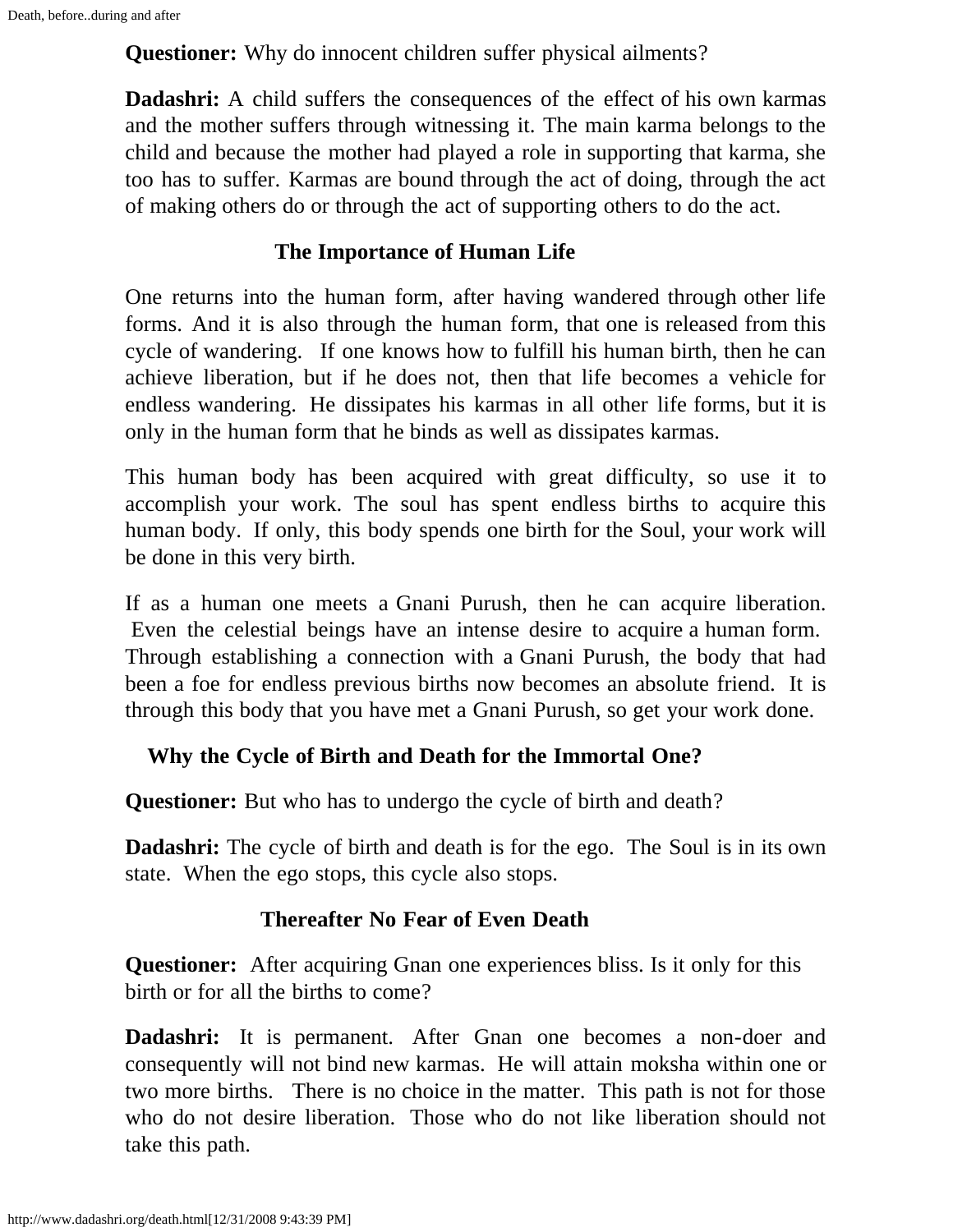**Questioner:** Why do innocent children suffer physical ailments?

**Dadashri:** A child suffers the consequences of the effect of his own karmas and the mother suffers through witnessing it. The main karma belongs to the child and because the mother had played a role in supporting that karma, she too has to suffer. Karmas are bound through the act of doing, through the act of making others do or through the act of supporting others to do the act.

### The Importance of Human Life

One returns into the human form, after having wandered through other life forms. And it is also through the human form, that one is released from this cycle of wandering. If one knows how to fulfill his human birth, then he can achieve liberation, but if he does not, then that life becomes a vehicle for endless wandering. He dissipates his karmas in all other life forms, but it is only in the human form that he binds as well as dissipates karmas.

This human body has been acquired with great difficulty, so use it to accomplish your work. The soul has spent endless births to acquire this human body. If only, this body spends one birth for the Soul, your work will be done in this very birth.

If as a human one meets a Gnani Purush, then he can acquire liberation. Even the celestial beings have an intense desire to acquire a human form. Through establishing a connection with a Gnani Purush, the body that had been a foe for endless previous births now becomes an absolute friend. It is through this body that you have met a Gnani Purush, so get your work done.

### Why the Cycle of Birth and Death for the Immortal One?

**Questioner:** But who has to undergo the cycle of birth and death?

**Dadashri:** The cycle of birth and death is for the ego. The Soul is in its own state. When the ego stops, this cycle also stops.

### Thereafter No Fear of Even Death

**Questioner:** After acquiring Gnan one experiences bliss. Is it only for this birth or for all the births to come?

**Dadashri:** It is permanent. After Gnan one becomes a non-doer and consequently will not bind new karmas. He will attain moksha within one or two more births. There is no choice in the matter. This path is not for those who do not desire liberation. Those who do not like liberation should not take this path.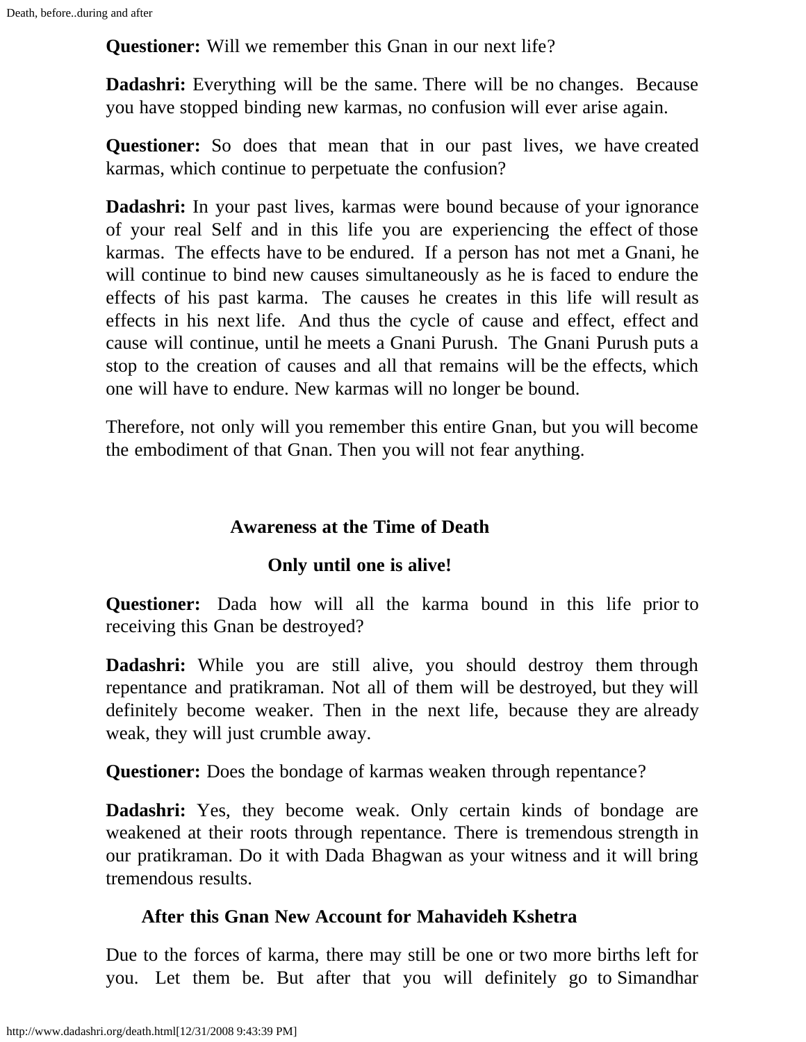**Questioner:** Will we remember this Gnan in our next life?

**Dadashri:** Everything will be the same. There will be no changes. Because you have stopped binding new karmas, no confusion will ever arise again.

**Questioner:** So does that mean that in our past lives, we have created karmas, which continue to perpetuate the confusion?

**Dadashri:** In your past lives, karmas were bound because of your ignorance of your real Self and in this life you are experiencing the effect of those karmas. The effects have to be endured. If a person has not met a Gnani, he will continue to bind new causes simultaneously as he is faced to endure the effects of his past karma. The causes he creates in this life will result as effects in his next life. And thus the cycle of cause and effect, effect and cause will continue, until he meets a Gnani Purush. The Gnani Purush puts a stop to the creation of causes and all that remains will be the effects, which one will have to endure. New karmas will no longer be bound.

Therefore, not only will you remember this entire Gnan, but you will become the embodiment of that Gnan. Then you will not fear anything.

## Awareness at the Time of Death

### Only until one is alive!

**Questioner:** Dada how will all the karma bound in this life prior to receiving this Gnan be destroyed?

**Dadashri:** While you are still alive, you should destroy them through repentance and pratikraman. Not all of them will be destroyed, but they will definitely become weaker. Then in the next life, because they are already weak, they will just crumble away.

**Questioner:** Does the bondage of karmas weaken through repentance?

**Dadashri:** Yes, they become weak. Only certain kinds of bondage are weakened at their roots through repentance. There is tremendous strength in our pratikraman. Do it with Dada Bhagwan as your witness and it will bring tremendous results.

### After this Gnan New Account for Mahavideh Kshetra

Due to the forces of karma, there may still be one or two more births left for you. Let them be. But after that you will definitely go to Simandhar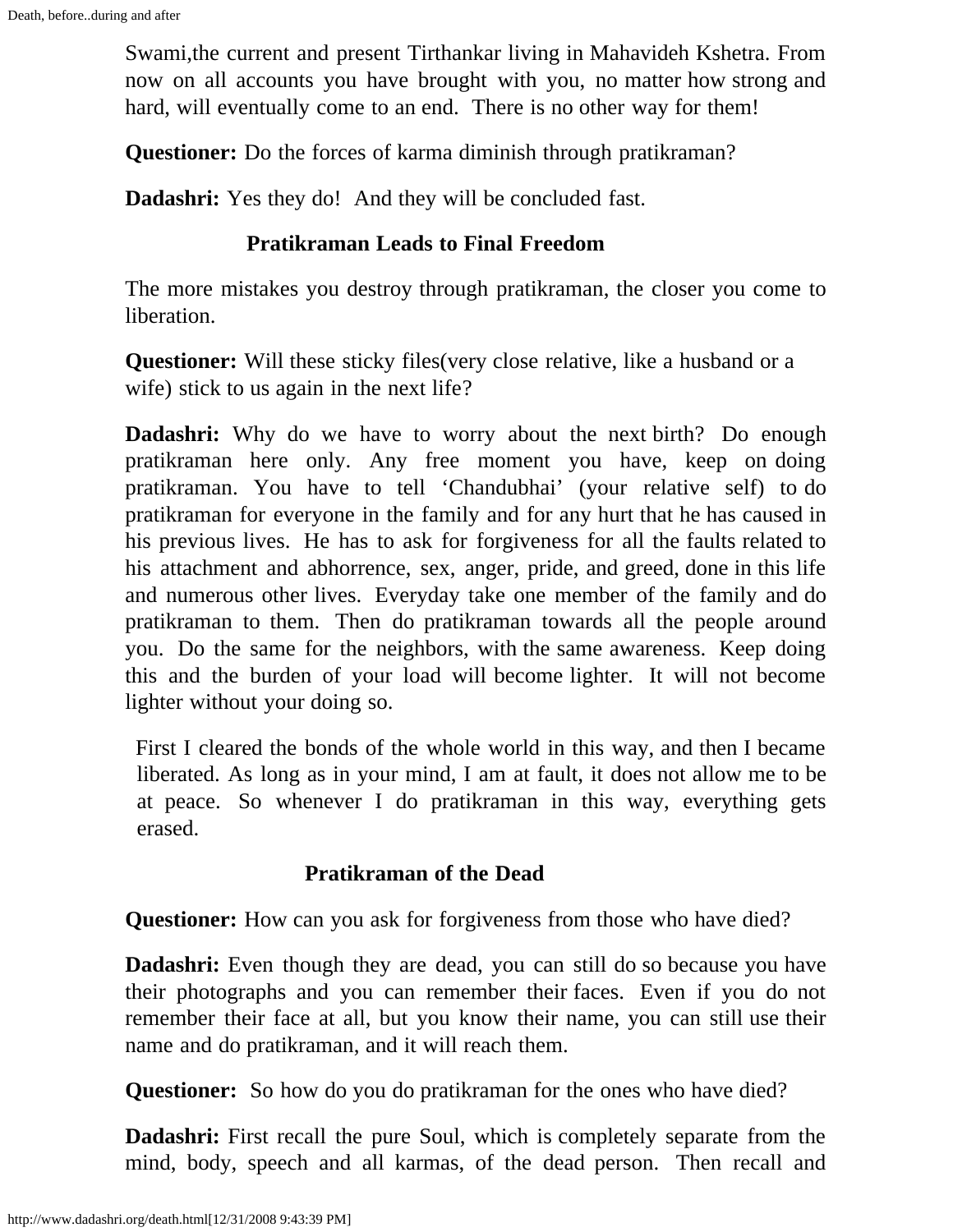Swami,the current and present Tirthankar living in Mahavideh Kshetra. From now on all accounts you have brought with you, no matter how strong and hard, will eventually come to an end. There is no other way for them!

**Questioner:** Do the forces of karma diminish through pratikraman?

**Dadashri:** Yes they do! And they will be concluded fast.

### Pratikraman Leads to Final Freedom

The more mistakes you destroy through pratikraman, the closer you come to liberation.

**Questioner:** Will these sticky files(very close relative, like a husband or a wife) stick to us again in the next life?

**Dadashri:** Why do we have to worry about the next birth? Do enough pratikraman here only. Any free moment you have, keep on doing pratikraman. You have to tell 'Chandubhai' (your relative self) to do pratikraman for everyone in the family and for any hurt that he has caused in his previous lives. He has to ask for forgiveness for all the faults related to his attachment and abhorrence, sex, anger, pride, and greed, done in this life and numerous other lives. Everyday take one member of the family and do pratikraman to them. Then do pratikraman towards all the people around you. Do the same for the neighbors, with the same awareness. Keep doing this and the burden of your load will become lighter. It will not become lighter without your doing so.

First I cleared the bonds of the whole world in this way, and then I became liberated. As long as in your mind, I am at fault, it does not allow me to be at peace. So whenever I do pratikraman in this way, everything gets erased.

### Pratikraman of the Dead

**Questioner:** How can you ask for forgiveness from those who have died?

**Dadashri:** Even though they are dead, you can still do so because you have their photographs and you can remember their faces. Even if you do not remember their face at all, but you know their name, you can still use their name and do pratikraman, and it will reach them.

**Questioner:** So how do you do pratikraman for the ones who have died?

**Dadashri:** First recall the pure Soul, which is completely separate from the mind, body, speech and all karmas, of the dead person. Then recall and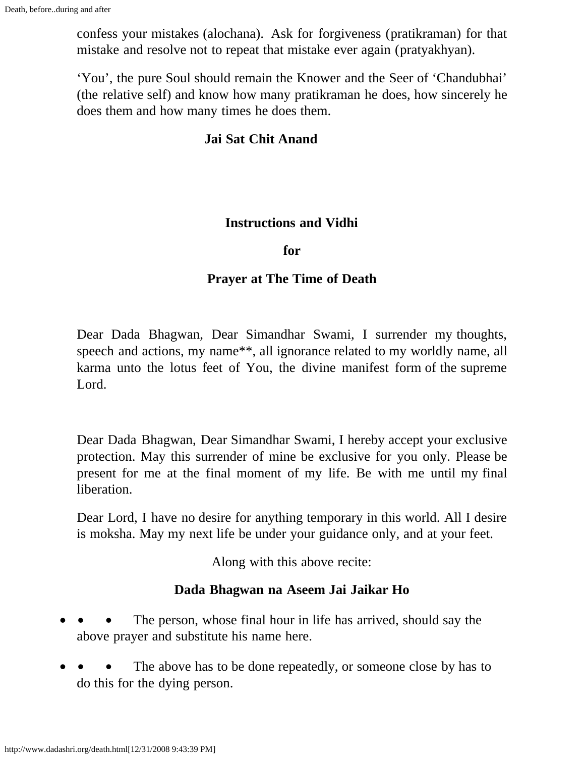confess your mistakes (alochana). Ask for forgiveness (pratikraman) for that mistake and resolve not to repeat that mistake ever again (pratyakhyan).

'You', the pure Soul should remain the Knower and the Seer of 'Chandubhai' (the relative self) and know how many pratikraman he does, how sincerely he does them and how many times he does them.

**Jai Sat Chit Anand**

**Instructions and Vidhi**

**for**

**Prayer at The Time of Death**

Dear Dada Bhagwan, Dear Simandhar Swami, I surrender my thoughts, speech and actions, my name**, all ignorance related to my worldly name, all karma unto the lotus feet of You, the divine manifest form of the supreme Lord.

Dear Dada Bhagwan, Dear Simandhar Swami, I hereby accept your exclusive protection. May this surrender of mine be exclusive for you only. Please be present for me at the final moment of my life. Be with me until my final liberation.

Dear Lord, I have no desire for anything temporary in this world. All I desire is moksha. May my next life be under your guidance only, and at your feet.

Along with this above recite:

**Dada Bhagwan na Aseem Jai Jaikar Ho**

- The person, whose final hour in life has arrived, should say the above prayer and substitute his name here.
- The above has to be done repeatedly, or someone close by has to do this for the dying person.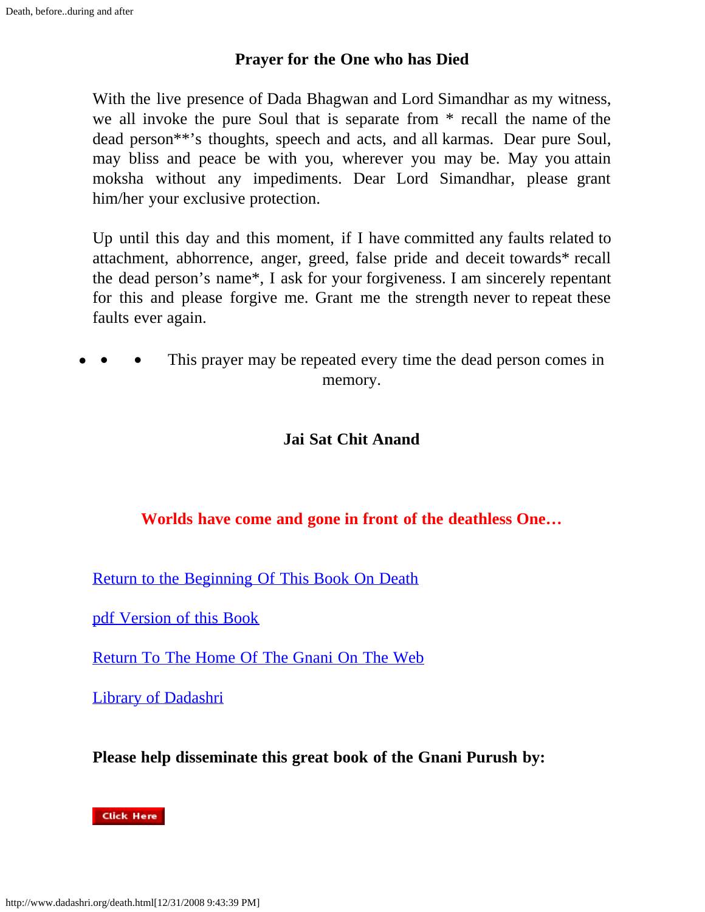### Prayer for the One who has Died

With the live presence of Dada Bhagwan and Lord Simandhar as my witness, we all invoke the pure Soul that is separate from * recall the name of the dead person**'s thoughts, speech and acts, and all karmas. Dear pure Soul, may bliss and peace be with you, wherever you may be. May you attain moksha without any impediments. Dear Lord Simandhar, please grant him/her your exclusive protection.

Up until this day and this moment, if I have committed any faults related to attachment, abhorrence, anger, greed, false pride and deceit towards* recall the dead person's name*, I ask for your forgiveness. I am sincerely repentant for this and please forgive me. Grant me the strength never to repeat these faults ever again.

- This prayer may be repeated every time the dead person comes in memory.

**Jai Sat Chit Anand**

**Worlds have come and gone in front of the deathless One…**

Return to the Beginning Of This Book On Death

pdf Version of this Book

Return To The Home Of The Gnani On The Web

Library of Dadashri

**Please help disseminate this great book of the Gnani Purush by:**

Click Here